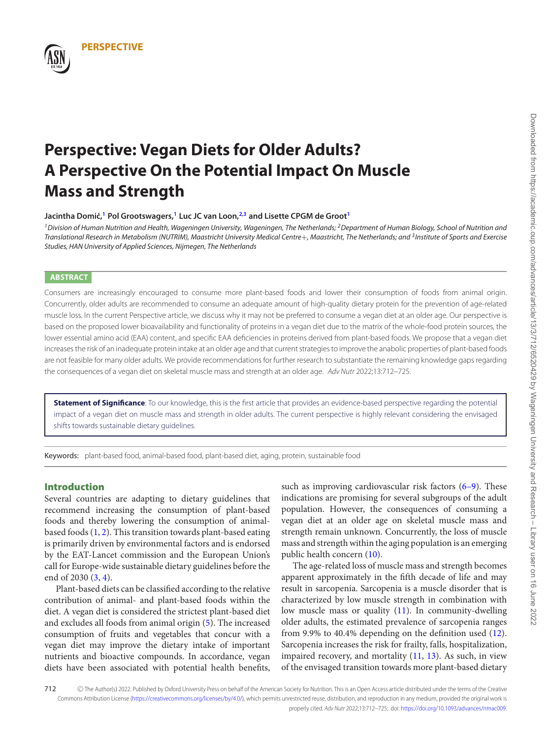PERSPECTIVE

# Perspective: Vegan Diets for Older Adults? A Perspective On the Potential Impact On Muscle Mass and Strength

**Jacintha Domić,[1] Pol Grootswagers,[1] Luc JC van Loon,[2,3] and Lisette CPGM de Groot[1]**

*[1]Division of Human Nutrition and Health, Wageningen University, Wageningen, The Netherlands; [2]Department of Human Biology, School of Nutrition and Translational Research in Metabolism (NUTRIM), Maastricht University Medical Centre+, Maastricht, The Netherlands; and [3]Institute of Sports and Exercise Studies, HAN University of Applied Sciences, Nijmegen, The Netherlands*

## ABSTRACT

Consumers are increasingly encouraged to consume more plant-based foods and lower their consumption of foods from animal origin. Concurrently, older adults are recommended to consume an adequate amount of high-quality dietary protein for the prevention of age-related muscle loss. In the current Perspective article, we discuss why it may not be preferred to consume a vegan diet at an older age. Our perspective is based on the proposed lower bioavailability and functionality of proteins in a vegan diet due to the matrix of the whole-food protein sources, the lower essential amino acid (EAA) content, and specific EAA deficiencies in proteins derived from plant-based foods. We propose that a vegan diet increases the risk of an inadequate protein intake at an older age and that current strategies to improve the anabolic properties of plant-based foods are not feasible for many older adults. We provide recommendations for further research to substantiate the remaining knowledge gaps regarding the consequences of a vegan diet on skeletal muscle mass and strength at an older age. *Adv Nutr* 2022;13:712–725.

**Statement of Significance**: To our knowledge, this is the first article that provides an evidence-based perspective regarding the potential impact of a vegan diet on muscle mass and strength in older adults. The current perspective is highly relevant considering the envisaged shifts towards sustainable dietary guidelines.

Keywords: plant-based food, animal-based food, plant-based diet, aging, protein, sustainable food

## Introduction

Several countries are adapting to dietary guidelines that recommend increasing the consumption of plant-based foods and thereby lowering the consumption of animal-based foods (1, 2). This transition towards plant-based eating is primarily driven by environmental factors and is endorsed by the EAT-Lancet commission and the European Union's call for Europe-wide sustainable dietary guidelines before the end of 2030 (3, 4).

Plant-based diets can be classified according to the relative contribution of animal- and plant-based foods within the diet. A vegan diet is considered the strictest plant-based diet and excludes all foods from animal origin (5). The increased consumption of fruits and vegetables that concur with a vegan diet may improve the dietary intake of important nutrients and bioactive compounds. In accordance, vegan diets have been associated with potential health benefits, such as improving cardiovascular risk factors (6–9). These indications are promising for several subgroups of the adult population. However, the consequences of consuming a vegan diet at an older age on skeletal muscle mass and strength remain unknown. Concurrently, the loss of muscle mass and strength within the aging population is an emerging public health concern (10).

The age-related loss of muscle mass and strength becomes apparent approximately in the fifth decade of life and may result in sarcopenia. Sarcopenia is a muscle disorder that is characterized by low muscle strength in combination with low muscle mass or quality (11). In community-dwelling older adults, the estimated prevalence of sarcopenia ranges from 9.9% to 40.4% depending on the definition used (12). Sarcopenia increases the risk for frailty, falls, hospitalization, impaired recovery, and mortality (11, 13). As such, in view of the envisaged transition towards more plant-based dietary

© The Author(s) 2022. Published by Oxford University Press on behalf of the American Society for Nutrition. This is an Open Access article distributed under the terms of the Creative Commons Attribution License (https://creativecommons.org/licenses/by/4.0/), which permits unrestricted reuse, distribution, and reproduction in any medium, provided the original work is properly cited. *Adv Nutr* 2022;13:712–725; doi: https://doi.org/10.1093/advances/nmac009.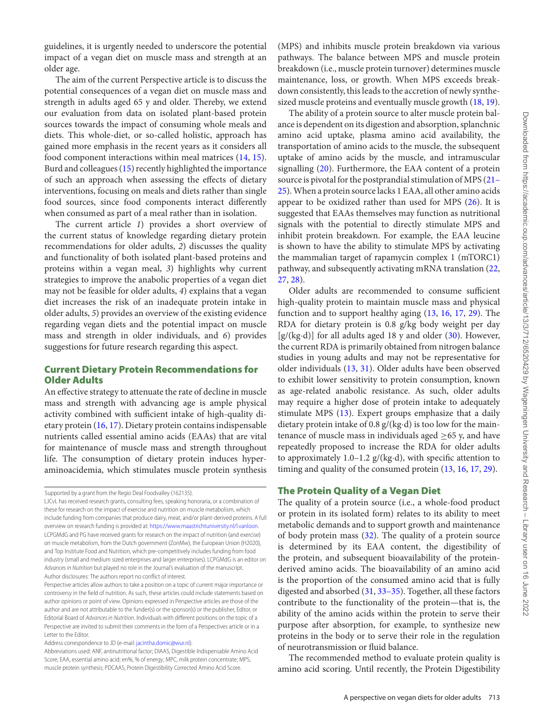guidelines, it is urgently needed to underscore the potential impact of a vegan diet on muscle mass and strength at an older age.

The aim of the current Perspective article is to discuss the potential consequences of a vegan diet on muscle mass and strength in adults aged 65 y and older. Thereby, we extend our evaluation from data on isolated plant-based protein sources towards the impact of consuming whole meals and diets. This whole-diet, or so-called holistic, approach has gained more emphasis in the recent years as it considers all food component interactions within meal matrices (14, 15). Burd and colleagues (15) recently highlighted the importance of such an approach when assessing the effects of dietary interventions, focusing on meals and diets rather than single food sources, since food components interact differently when consumed as part of a meal rather than in isolation.

The current article *1*) provides a short overview of the current status of knowledge regarding dietary protein recommendations for older adults, *2*) discusses the quality and functionality of both isolated plant-based proteins and proteins within a vegan meal, *3*) highlights why current strategies to improve the anabolic properties of a vegan diet may not be feasible for older adults, *4*) explains that a vegan diet increases the risk of an inadequate protein intake in older adults, *5*) provides an overview of the existing evidence regarding vegan diets and the potential impact on muscle mass and strength in older individuals, and *6*) provides suggestions for future research regarding this aspect.

## Current Dietary Protein Recommendations for Older Adults

An effective strategy to attenuate the rate of decline in muscle mass and strength with advancing age is ample physical activity combined with sufficient intake of high-quality dietary protein (16, 17). Dietary protein contains indispensable nutrients called essential amino acids (EAAs) that are vital for maintenance of muscle mass and strength throughout life. The consumption of dietary protein induces hyperaminoacidemia, which stimulates muscle protein synthesis (MPS) and inhibits muscle protein breakdown via various pathways. The balance between MPS and muscle protein breakdown (i.e., muscle protein turnover) determines muscle maintenance, loss, or growth. When MPS exceeds breakdown consistently, this leads to the accretion of newly synthesized muscle proteins and eventually muscle growth (18, 19).

The ability of a protein source to alter muscle protein balance is dependent on its digestion and absorption, splanchnic amino acid uptake, plasma amino acid availability, the transportation of amino acids to the muscle, the subsequent uptake of amino acids by the muscle, and intramuscular signalling (20). Furthermore, the EAA content of a protein source is pivotal for the postprandial stimulation of MPS (21–25). When a protein source lacks 1 EAA, all other amino acids appear to be oxidized rather than used for MPS (26). It is suggested that EAAs themselves may function as nutritional signals with the potential to directly stimulate MPS and inhibit protein breakdown. For example, the EAA leucine is shown to have the ability to stimulate MPS by activating the mammalian target of rapamycin complex 1 (mTORC1) pathway, and subsequently activating mRNA translation (22, 27, 28).

Older adults are recommended to consume sufficient high-quality protein to maintain muscle mass and physical function and to support healthy aging (13, 16, 17, 29). The RDA for dietary protein is 0.8 g/kg body weight per day [g/(kg·d)] for all adults aged 18 y and older (30). However, the current RDA is primarily obtained from nitrogen balance studies in young adults and may not be representative for older individuals (13, 31). Older adults have been observed to exhibit lower sensitivity to protein consumption, known as age-related anabolic resistance. As such, older adults may require a higher dose of protein intake to adequately stimulate MPS (13). Expert groups emphasize that a daily dietary protein intake of 0.8 g/(kg·d) is too low for the maintenance of muscle mass in individuals aged ≥65 y, and have repeatedly proposed to increase the RDA for older adults to approximately 1.0–1.2 g/(kg·d), with specific attention to timing and quality of the consumed protein (13, 16, 17, 29).

## The Protein Quality of a Vegan Diet

The quality of a protein source (i.e., a whole-food product or protein in its isolated form) relates to its ability to meet metabolic demands and to support growth and maintenance of body protein mass (32). The quality of a protein source is determined by its EAA content, the digestibility of the protein, and subsequent bioavailability of the protein-derived amino acids. The bioavailability of an amino acid is the proportion of the consumed amino acid that is fully digested and absorbed (31, 33–35). Together, all these factors contribute to the functionality of the protein—that is, the ability of the amino acids within the protein to serve their purpose after absorption, for example, to synthesize new proteins in the body or to serve their role in the regulation of neurotransmission or fluid balance.

The recommended method to evaluate protein quality is amino acid scoring. Until recently, the Protein Digestibility

---

Supported by a grant from the Regio Deal Foodvalley (162135).

LJCvL has received research grants, consulting fees, speaking honoraria, or a combination of these for research on the impact of exercise and nutrition on muscle metabolism, which include funding from companies that produce dairy, meat, and/or plant-derived proteins. A full overview on research funding is provided at: https://www.maastrichtuniversity.nl/l.vanloon. LCPGMdG and PG have received grants for research on the impact of nutrition (and exercise) on muscle metabolism, from the Dutch government (ZonMw), the European Union (H2020), and Top Institute Food and Nutrition, which pre-competitively includes funding from food industry (small and medium sized enterprises and larger enterprises). LCPGMdG is an editor on *Advances in Nutrition* but played no role in the Journal's evaluation of the manuscript.

Author disclosures: The authors report no conflict of interest.

Perspective articles allow authors to take a position on a topic of current major importance or controversy in the field of nutrition. As such, these articles could include statements based on author opinions or point of view. Opinions expressed in Perspective articles are those of the author and are not attributable to the funder(s) or the sponsor(s) or the publisher, Editor, or Editorial Board of *Advances in Nutrition*. Individuals with different positions on the topic of a Perspective are invited to submit their comments in the form of a Perspectives article or in a Letter to the Editor.

Address correspondence to JD (e-mail: jacintha.domic@wur.nl).

Abbreviations used: ANF, antinutritional factor; DIAAS, Digestible Indispensable Amino Acid Score; EAA, essential amino acid; en%, % of energy; MPC, milk protein concentrate; MPS, muscle protein synthesis; PDCAAS, Protein Digestibility Corrected Amino Acid Score.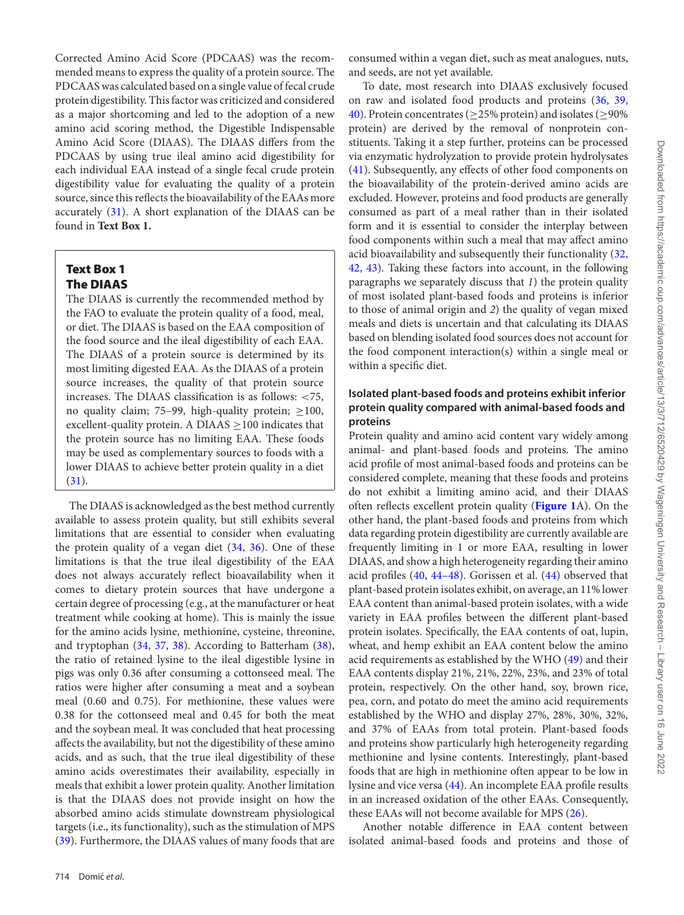Corrected Amino Acid Score (PDCAAS) was the recommended means to express the quality of a protein source. The PDCAAS was calculated based on a single value of fecal crude protein digestibility. This factor was criticized and considered as a major shortcoming and led to the adoption of a new amino acid scoring method, the Digestible Indispensable Amino Acid Score (DIAAS). The DIAAS differs from the PDCAAS by using true ileal amino acid digestibility for each individual EAA instead of a single fecal crude protein digestibility value for evaluating the quality of a protein source, since this reflects the bioavailability of the EAAs more accurately (31). A short explanation of the DIAAS can be found in **Text Box 1.**

> **Text Box 1**
> **The DIAAS**
>
> The DIAAS is currently the recommended method by the FAO to evaluate the protein quality of a food, meal, or diet. The DIAAS is based on the EAA composition of the food source and the ileal digestibility of each EAA. The DIAAS of a protein source is determined by its most limiting digested EAA. As the DIAAS of a protein source increases, the quality of that protein source increases. The DIAAS classification is as follows: <75, no quality claim; 75–99, high-quality protein; ≥100, excellent-quality protein. A DIAAS ≥100 indicates that the protein source has no limiting EAA. These foods may be used as complementary sources to foods with a lower DIAAS to achieve better protein quality in a diet (31).

The DIAAS is acknowledged as the best method currently available to assess protein quality, but still exhibits several limitations that are essential to consider when evaluating the protein quality of a vegan diet (34, 36). One of these limitations is that the true ileal digestibility of the EAA does not always accurately reflect bioavailability when it comes to dietary protein sources that have undergone a certain degree of processing (e.g., at the manufacturer or heat treatment while cooking at home). This is mainly the issue for the amino acids lysine, methionine, cysteine, threonine, and tryptophan (34, 37, 38). According to Batterham (38), the ratio of retained lysine to the ileal digestible lysine in pigs was only 0.36 after consuming a cottonseed meal. The ratios were higher after consuming a meat and a soybean meal (0.60 and 0.75). For methionine, these values were 0.38 for the cottonseed meal and 0.45 for both the meat and the soybean meal. It was concluded that heat processing affects the availability, but not the digestibility of these amino acids, and as such, that the true ileal digestibility of these amino acids overestimates their availability, especially in meals that exhibit a lower protein quality. Another limitation is that the DIAAS does not provide insight on how the absorbed amino acids stimulate downstream physiological targets (i.e., its functionality), such as the stimulation of MPS (39). Furthermore, the DIAAS values of many foods that are consumed within a vegan diet, such as meat analogues, nuts, and seeds, are not yet available.

To date, most research into DIAAS exclusively focused on raw and isolated food products and proteins (36, 39, 40). Protein concentrates (≥25% protein) and isolates (≥90% protein) are derived by the removal of nonprotein constituents. Taking it a step further, proteins can be processed via enzymatic hydrolyzation to provide protein hydrolysates (41). Subsequently, any effects of other food components on the bioavailability of the protein-derived amino acids are excluded. However, proteins and food products are generally consumed as part of a meal rather than in their isolated form and it is essential to consider the interplay between food components within such a meal that may affect amino acid bioavailability and subsequently their functionality (32, 42, 43). Taking these factors into account, in the following paragraphs we separately discuss that *1*) the protein quality of most isolated plant-based foods and proteins is inferior to those of animal origin and *2*) the quality of vegan mixed meals and diets is uncertain and that calculating its DIAAS based on blending isolated food sources does not account for the food component interaction(s) within a single meal or within a specific diet.

### Isolated plant-based foods and proteins exhibit inferior protein quality compared with animal-based foods and proteins

Protein quality and amino acid content vary widely among animal- and plant-based foods and proteins. The amino acid profile of most animal-based foods and proteins can be considered complete, meaning that these foods and proteins do not exhibit a limiting amino acid, and their DIAAS often reflects excellent protein quality (**Figure 1**A). On the other hand, the plant-based foods and proteins from which data regarding protein digestibility are currently available are frequently limiting in 1 or more EAA, resulting in lower DIAAS, and show a high heterogeneity regarding their amino acid profiles (40, 44–48). Gorissen et al. (44) observed that plant-based protein isolates exhibit, on average, an 11% lower EAA content than animal-based protein isolates, with a wide variety in EAA profiles between the different plant-based protein isolates. Specifically, the EAA contents of oat, lupin, wheat, and hemp exhibit an EAA content below the amino acid requirements as established by the WHO (49) and their EAA contents display 21%, 21%, 22%, 23%, and 23% of total protein, respectively. On the other hand, soy, brown rice, pea, corn, and potato do meet the amino acid requirements established by the WHO and display 27%, 28%, 30%, 32%, and 37% of EAAs from total protein. Plant-based foods and proteins show particularly high heterogeneity regarding methionine and lysine contents. Interestingly, plant-based foods that are high in methionine often appear to be low in lysine and vice versa (44). An incomplete EAA profile results in an increased oxidation of the other EAAs. Consequently, these EAAs will not become available for MPS (26).

Another notable difference in EAA content between isolated animal-based foods and proteins and those of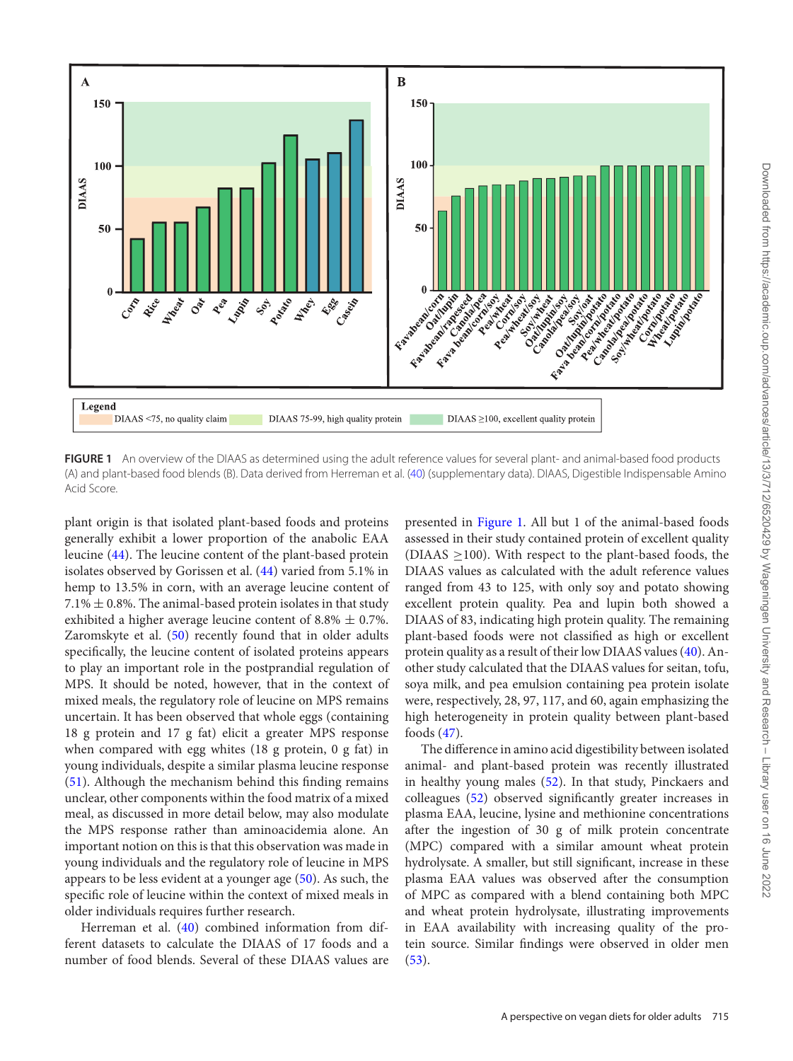FIGURE 1 An overview of the DIAAS as determined using the adult reference values for several plant- and animal-based food products (A) and plant-based food blends (B). Data derived from Herreman et al. (40) (supplementary data). DIAAS, Digestible Indispensable Amino Acid Score.

plant origin is that isolated plant-based foods and proteins generally exhibit a lower proportion of the anabolic EAA leucine (44). The leucine content of the plant-based protein isolates observed by Gorissen et al. (44) varied from 5.1% in hemp to 13.5% in corn, with an average leucine content of 7.1% ± 0.8%. The animal-based protein isolates in that study exhibited a higher average leucine content of 8.8% ± 0.7%. Zaromskyte et al. (50) recently found that in older adults specifically, the leucine content of isolated proteins appears to play an important role in the postprandial regulation of MPS. It should be noted, however, that in the context of mixed meals, the regulatory role of leucine on MPS remains uncertain. It has been observed that whole eggs (containing 18 g protein and 17 g fat) elicit a greater MPS response when compared with egg whites (18 g protein, 0 g fat) in young individuals, despite a similar plasma leucine response (51). Although the mechanism behind this finding remains unclear, other components within the food matrix of a mixed meal, as discussed in more detail below, may also modulate the MPS response rather than aminoacidemia alone. An important notion on this is that this observation was made in young individuals and the regulatory role of leucine in MPS appears to be less evident at a younger age (50). As such, the specific role of leucine within the context of mixed meals in older individuals requires further research.

Herreman et al. (40) combined information from different datasets to calculate the DIAAS of 17 foods and a number of food blends. Several of these DIAAS values are presented in Figure 1. All but 1 of the animal-based foods assessed in their study contained protein of excellent quality (DIAAS ≥100). With respect to the plant-based foods, the DIAAS values as calculated with the adult reference values ranged from 43 to 125, with only soy and potato showing excellent protein quality. Pea and lupin both showed a DIAAS of 83, indicating high protein quality. The remaining plant-based foods were not classified as high or excellent protein quality as a result of their low DIAAS values (40). Another study calculated that the DIAAS values for seitan, tofu, soya milk, and pea emulsion containing pea protein isolate were, respectively, 28, 97, 117, and 60, again emphasizing the high heterogeneity in protein quality between plant-based foods (47).

The difference in amino acid digestibility between isolated animal- and plant-based protein was recently illustrated in healthy young males (52). In that study, Pinckaers and colleagues (52) observed significantly greater increases in plasma EAA, leucine, lysine and methionine concentrations after the ingestion of 30 g of milk protein concentrate (MPC) compared with a similar amount wheat protein hydrolysate. A smaller, but still significant, increase in these plasma EAA values was observed after the consumption of MPC as compared with a blend containing both MPC and wheat protein hydrolysate, illustrating improvements in EAA availability with increasing quality of the protein source. Similar findings were observed in older men (53).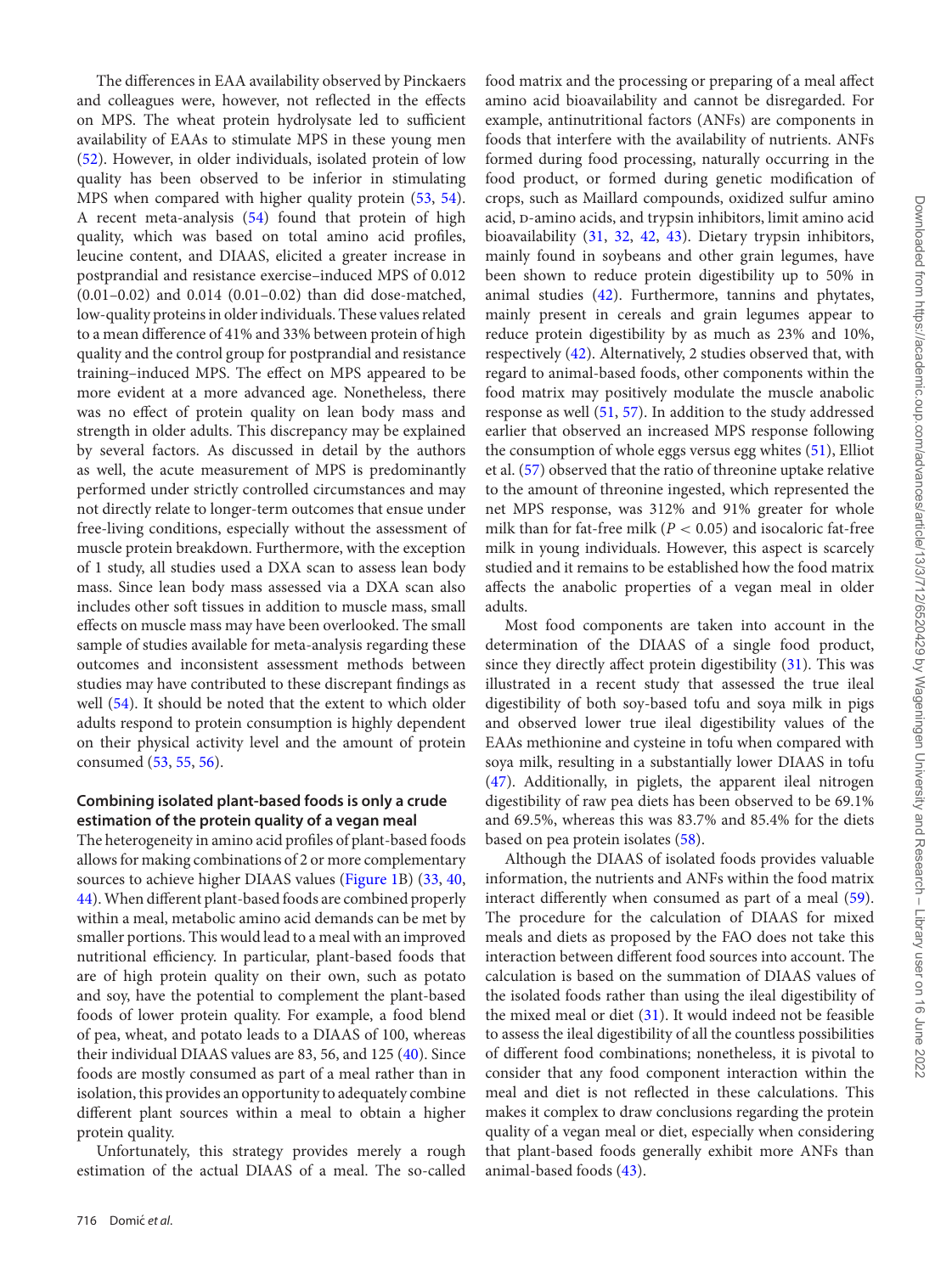The differences in EAA availability observed by Pinckaers and colleagues were, however, not reflected in the effects on MPS. The wheat protein hydrolysate led to sufficient availability of EAAs to stimulate MPS in these young men (52). However, in older individuals, isolated protein of low quality has been observed to be inferior in stimulating MPS when compared with higher quality protein (53, 54). A recent meta-analysis (54) found that protein of high quality, which was based on total amino acid profiles, leucine content, and DIAAS, elicited a greater increase in postprandial and resistance exercise–induced MPS of 0.012 (0.01–0.02) and 0.014 (0.01–0.02) than did dose-matched, low-quality proteins in older individuals. These values related to a mean difference of 41% and 33% between protein of high quality and the control group for postprandial and resistance training–induced MPS. The effect on MPS appeared to be more evident at a more advanced age. Nonetheless, there was no effect of protein quality on lean body mass and strength in older adults. This discrepancy may be explained by several factors. As discussed in detail by the authors as well, the acute measurement of MPS is predominantly performed under strictly controlled circumstances and may not directly relate to longer-term outcomes that ensue under free-living conditions, especially without the assessment of muscle protein breakdown. Furthermore, with the exception of 1 study, all studies used a DXA scan to assess lean body mass. Since lean body mass assessed via a DXA scan also includes other soft tissues in addition to muscle mass, small effects on muscle mass may have been overlooked. The small sample of studies available for meta-analysis regarding these outcomes and inconsistent assessment methods between studies may have contributed to these discrepant findings as well (54). It should be noted that the extent to which older adults respond to protein consumption is highly dependent on their physical activity level and the amount of protein consumed (53, 55, 56).

### Combining isolated plant-based foods is only a crude estimation of the protein quality of a vegan meal

The heterogeneity in amino acid profiles of plant-based foods allows for making combinations of 2 or more complementary sources to achieve higher DIAAS values (Figure 1B) (33, 40, 44). When different plant-based foods are combined properly within a meal, metabolic amino acid demands can be met by smaller portions. This would lead to a meal with an improved nutritional efficiency. In particular, plant-based foods that are of high protein quality on their own, such as potato and soy, have the potential to complement the plant-based foods of lower protein quality. For example, a food blend of pea, wheat, and potato leads to a DIAAS of 100, whereas their individual DIAAS values are 83, 56, and 125 (40). Since foods are mostly consumed as part of a meal rather than in isolation, this provides an opportunity to adequately combine different plant sources within a meal to obtain a higher protein quality.

Unfortunately, this strategy provides merely a rough estimation of the actual DIAAS of a meal. The so-called food matrix and the processing or preparing of a meal affect amino acid bioavailability and cannot be disregarded. For example, antinutritional factors (ANFs) are components in foods that interfere with the availability of nutrients. ANFs formed during food processing, naturally occurring in the food product, or formed during genetic modification of crops, such as Maillard compounds, oxidized sulfur amino acid, D-amino acids, and trypsin inhibitors, limit amino acid bioavailability (31, 32, 42, 43). Dietary trypsin inhibitors, mainly found in soybeans and other grain legumes, have been shown to reduce protein digestibility up to 50% in animal studies (42). Furthermore, tannins and phytates, mainly present in cereals and grain legumes appear to reduce protein digestibility by as much as 23% and 10%, respectively (42). Alternatively, 2 studies observed that, with regard to animal-based foods, other components within the food matrix may positively modulate the muscle anabolic response as well (51, 57). In addition to the study addressed earlier that observed an increased MPS response following the consumption of whole eggs versus egg whites (51), Elliot et al. (57) observed that the ratio of threonine uptake relative to the amount of threonine ingested, which represented the net MPS response, was 312% and 91% greater for whole milk than for fat-free milk ($P < 0.05$) and isocaloric fat-free milk in young individuals. However, this aspect is scarcely studied and it remains to be established how the food matrix affects the anabolic properties of a vegan meal in older adults.

Most food components are taken into account in the determination of the DIAAS of a single food product, since they directly affect protein digestibility (31). This was illustrated in a recent study that assessed the true ileal digestibility of both soy-based tofu and soya milk in pigs and observed lower true ileal digestibility values of the EAAs methionine and cysteine in tofu when compared with soya milk, resulting in a substantially lower DIAAS in tofu (47). Additionally, in piglets, the apparent ileal nitrogen digestibility of raw pea diets has been observed to be 69.1% and 69.5%, whereas this was 83.7% and 85.4% for the diets based on pea protein isolates (58).

Although the DIAAS of isolated foods provides valuable information, the nutrients and ANFs within the food matrix interact differently when consumed as part of a meal (59). The procedure for the calculation of DIAAS for mixed meals and diets as proposed by the FAO does not take this interaction between different food sources into account. The calculation is based on the summation of DIAAS values of the isolated foods rather than using the ileal digestibility of the mixed meal or diet (31). It would indeed not be feasible to assess the ileal digestibility of all the countless possibilities of different food combinations; nonetheless, it is pivotal to consider that any food component interaction within the meal and diet is not reflected in these calculations. This makes it complex to draw conclusions regarding the protein quality of a vegan meal or diet, especially when considering that plant-based foods generally exhibit more ANFs than animal-based foods (43).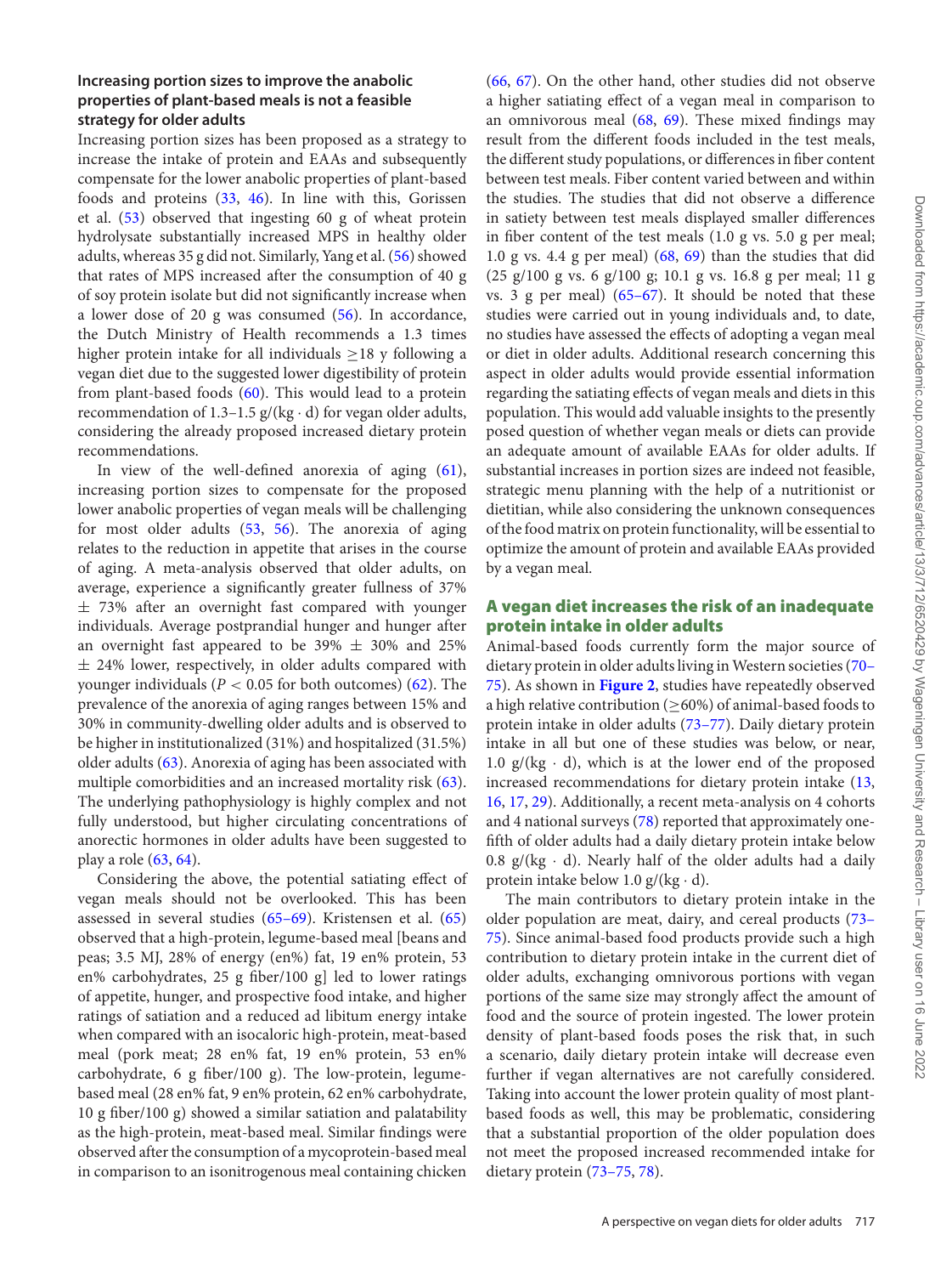### Increasing portion sizes to improve the anabolic properties of plant-based meals is not a feasible strategy for older adults

Increasing portion sizes has been proposed as a strategy to increase the intake of protein and EAAs and subsequently compensate for the lower anabolic properties of plant-based foods and proteins (33, 46). In line with this, Gorissen et al. (53) observed that ingesting 60 g of wheat protein hydrolysate substantially increased MPS in healthy older adults, whereas 35 g did not. Similarly, Yang et al. (56) showed that rates of MPS increased after the consumption of 40 g of soy protein isolate but did not significantly increase when a lower dose of 20 g was consumed (56). In accordance, the Dutch Ministry of Health recommends a 1.3 times higher protein intake for all individuals ≥18 y following a vegan diet due to the suggested lower digestibility of protein from plant-based foods (60). This would lead to a protein recommendation of 1.3–1.5 g/(kg · d) for vegan older adults, considering the already proposed increased dietary protein recommendations.

In view of the well-defined anorexia of aging (61), increasing portion sizes to compensate for the proposed lower anabolic properties of vegan meals will be challenging for most older adults (53, 56). The anorexia of aging relates to the reduction in appetite that arises in the course of aging. A meta-analysis observed that older adults, on average, experience a significantly greater fullness of 37% ± 73% after an overnight fast compared with younger individuals. Average postprandial hunger and hunger after an overnight fast appeared to be 39% ± 30% and 25% ± 24% lower, respectively, in older adults compared with younger individuals ($P < 0.05$ for both outcomes) (62). The prevalence of the anorexia of aging ranges between 15% and 30% in community-dwelling older adults and is observed to be higher in institutionalized (31%) and hospitalized (31.5%) older adults (63). Anorexia of aging has been associated with multiple comorbidities and an increased mortality risk (63). The underlying pathophysiology is highly complex and not fully understood, but higher circulating concentrations of anorectic hormones in older adults have been suggested to play a role (63, 64).

Considering the above, the potential satiating effect of vegan meals should not be overlooked. This has been assessed in several studies (65–69). Kristensen et al. (65) observed that a high-protein, legume-based meal [beans and peas; 3.5 MJ, 28% of energy (en%) fat, 19 en% protein, 53 en% carbohydrates, 25 g fiber/100 g] led to lower ratings of appetite, hunger, and prospective food intake, and higher ratings of satiation and a reduced ad libitum energy intake when compared with an isocaloric high-protein, meat-based meal (pork meat; 28 en% fat, 19 en% protein, 53 en% carbohydrate, 6 g fiber/100 g). The low-protein, legume-based meal (28 en% fat, 9 en% protein, 62 en% carbohydrate, 10 g fiber/100 g) showed a similar satiation and palatability as the high-protein, meat-based meal. Similar findings were observed after the consumption of a mycoprotein-based meal in comparison to an isonitrogenous meal containing chicken (66, 67). On the other hand, other studies did not observe a higher satiating effect of a vegan meal in comparison to an omnivorous meal (68, 69). These mixed findings may result from the different foods included in the test meals, the different study populations, or differences in fiber content between test meals. Fiber content varied between and within the studies. The studies that did not observe a difference in satiety between test meals displayed smaller differences in fiber content of the test meals (1.0 g vs. 5.0 g per meal; 1.0 g vs. 4.4 g per meal) (68, 69) than the studies that did (25 g/100 g vs. 6 g/100 g; 10.1 g vs. 16.8 g per meal; 11 g vs. 3 g per meal) (65–67). It should be noted that these studies were carried out in young individuals and, to date, no studies have assessed the effects of adopting a vegan meal or diet in older adults. Additional research concerning this aspect in older adults would provide essential information regarding the satiating effects of vegan meals and diets in this population. This would add valuable insights to the presently posed question of whether vegan meals or diets can provide an adequate amount of available EAAs for older adults. If substantial increases in portion sizes are indeed not feasible, strategic menu planning with the help of a nutritionist or dietitian, while also considering the unknown consequences of the food matrix on protein functionality, will be essential to optimize the amount of protein and available EAAs provided by a vegan meal.

## A vegan diet increases the risk of an inadequate protein intake in older adults

Animal-based foods currently form the major source of dietary protein in older adults living in Western societies (70–75). As shown in **Figure 2**, studies have repeatedly observed a high relative contribution (≥60%) of animal-based foods to protein intake in older adults (73–77). Daily dietary protein intake in all but one of these studies was below, or near, 1.0 g/(kg · d), which is at the lower end of the proposed increased recommendations for dietary protein intake (13, 16, 17, 29). Additionally, a recent meta-analysis on 4 cohorts and 4 national surveys (78) reported that approximately one-fifth of older adults had a daily dietary protein intake below 0.8 g/(kg · d). Nearly half of the older adults had a daily protein intake below 1.0 g/(kg · d).

The main contributors to dietary protein intake in the older population are meat, dairy, and cereal products (73–75). Since animal-based food products provide such a high contribution to dietary protein intake in the current diet of older adults, exchanging omnivorous portions with vegan portions of the same size may strongly affect the amount of food and the source of protein ingested. The lower protein density of plant-based foods poses the risk that, in such a scenario, daily dietary protein intake will decrease even further if vegan alternatives are not carefully considered. Taking into account the lower protein quality of most plant-based foods as well, this may be problematic, considering that a substantial proportion of the older population does not meet the proposed increased recommended intake for dietary protein (73–75, 78).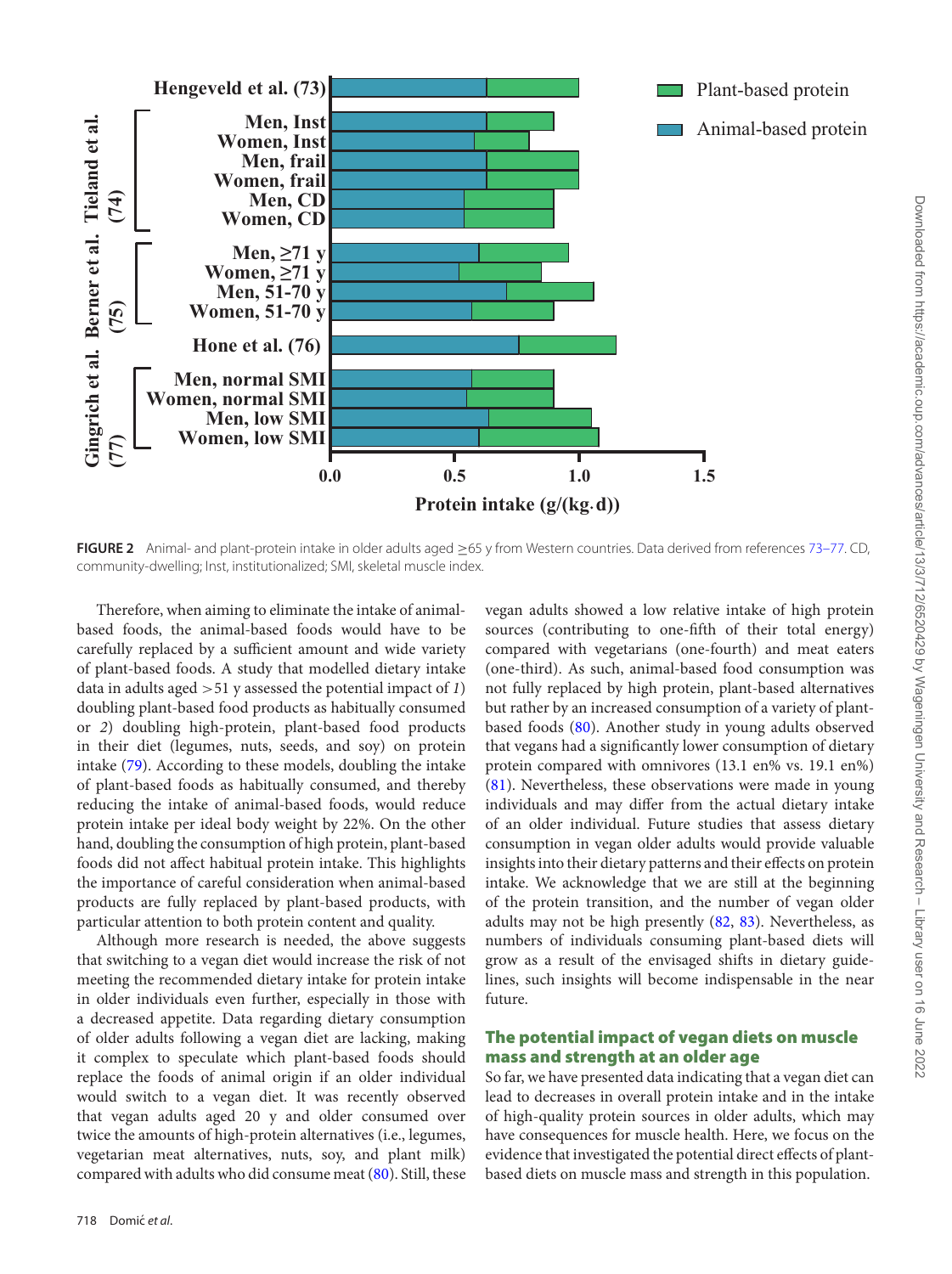**FIGURE 2** Animal- and plant-protein intake in older adults aged ≥65 y from Western countries. Data derived from references 73–77. CD, community-dwelling; Inst, institutionalized; SMI, skeletal muscle index.

Therefore, when aiming to eliminate the intake of animal-based foods, the animal-based foods would have to be carefully replaced by a sufficient amount and wide variety of plant-based foods. A study that modelled dietary intake data in adults aged >51 y assessed the potential impact of *1*) doubling plant-based food products as habitually consumed or *2*) doubling high-protein, plant-based food products in their diet (legumes, nuts, seeds, and soy) on protein intake (79). According to these models, doubling the intake of plant-based foods as habitually consumed, and thereby reducing the intake of animal-based foods, would reduce protein intake per ideal body weight by 22%. On the other hand, doubling the consumption of high protein, plant-based foods did not affect habitual protein intake. This highlights the importance of careful consideration when animal-based products are fully replaced by plant-based products, with particular attention to both protein content and quality.

Although more research is needed, the above suggests that switching to a vegan diet would increase the risk of not meeting the recommended dietary intake for protein intake in older individuals even further, especially in those with a decreased appetite. Data regarding dietary consumption of older adults following a vegan diet are lacking, making it complex to speculate which plant-based foods should replace the foods of animal origin if an older individual would switch to a vegan diet. It was recently observed that vegan adults aged 20 y and older consumed over twice the amounts of high-protein alternatives (i.e., legumes, vegetarian meat alternatives, nuts, soy, and plant milk) compared with adults who did consume meat (80). Still, these vegan adults showed a low relative intake of high protein sources (contributing to one-fifth of their total energy) compared with vegetarians (one-fourth) and meat eaters (one-third). As such, animal-based food consumption was not fully replaced by high protein, plant-based alternatives but rather by an increased consumption of a variety of plant-based foods (80). Another study in young adults observed that vegans had a significantly lower consumption of dietary protein compared with omnivores (13.1 en% vs. 19.1 en%) (81). Nevertheless, these observations were made in young individuals and may differ from the actual dietary intake of an older individual. Future studies that assess dietary consumption in vegan older adults would provide valuable insights into their dietary patterns and their effects on protein intake. We acknowledge that we are still at the beginning of the protein transition, and the number of vegan older adults may not be high presently (82, 83). Nevertheless, as numbers of individuals consuming plant-based diets will grow as a result of the envisaged shifts in dietary guidelines, such insights will become indispensable in the near future.

## The potential impact of vegan diets on muscle mass and strength at an older age

So far, we have presented data indicating that a vegan diet can lead to decreases in overall protein intake and in the intake of high-quality protein sources in older adults, which may have consequences for muscle health. Here, we focus on the evidence that investigated the potential direct effects of plant-based diets on muscle mass and strength in this population.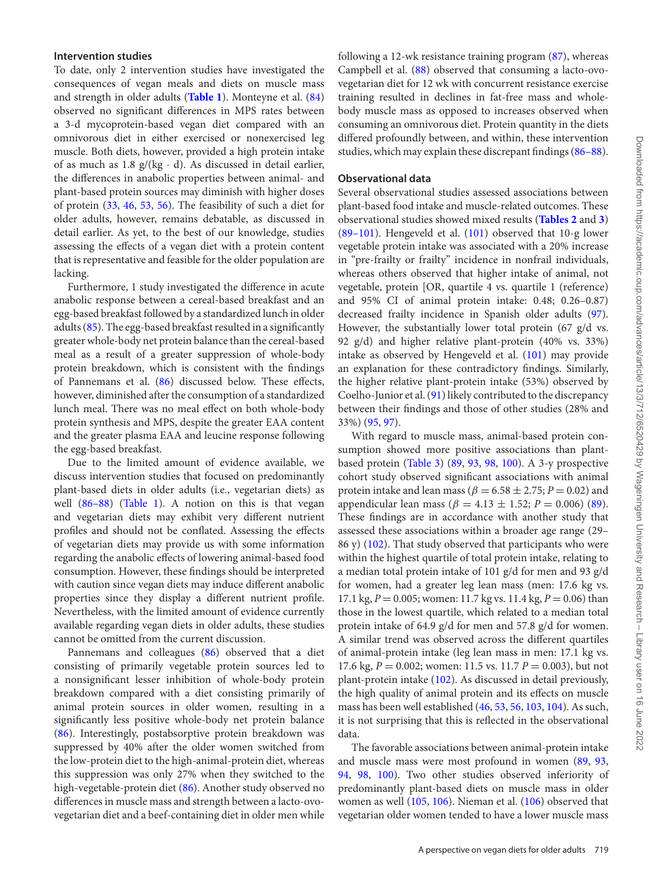### Intervention studies

To date, only 2 intervention studies have investigated the consequences of vegan meals and diets on muscle mass and strength in older adults (**Table 1**). Monteyne et al. (84) observed no significant differences in MPS rates between a 3-d mycoprotein-based vegan diet compared with an omnivorous diet in either exercised or nonexercised leg muscle. Both diets, however, provided a high protein intake of as much as 1.8 g/(kg · d). As discussed in detail earlier, the differences in anabolic properties between animal- and plant-based protein sources may diminish with higher doses of protein (33, 46, 53, 56). The feasibility of such a diet for older adults, however, remains debatable, as discussed in detail earlier. As yet, to the best of our knowledge, studies assessing the effects of a vegan diet with a protein content that is representative and feasible for the older population are lacking.

Furthermore, 1 study investigated the difference in acute anabolic response between a cereal-based breakfast and an egg-based breakfast followed by a standardized lunch in older adults (85). The egg-based breakfast resulted in a significantly greater whole-body net protein balance than the cereal-based meal as a result of a greater suppression of whole-body protein breakdown, which is consistent with the findings of Pannemans et al. (86) discussed below. These effects, however, diminished after the consumption of a standardized lunch meal. There was no meal effect on both whole-body protein synthesis and MPS, despite the greater EAA content and the greater plasma EAA and leucine response following the egg-based breakfast.

Due to the limited amount of evidence available, we discuss intervention studies that focused on predominantly plant-based diets in older adults (i.e., vegetarian diets) as well (86–88) (Table 1). A notion on this is that vegan and vegetarian diets may exhibit very different nutrient profiles and should not be conflated. Assessing the effects of vegetarian diets may provide us with some information regarding the anabolic effects of lowering animal-based food consumption. However, these findings should be interpreted with caution since vegan diets may induce different anabolic properties since they display a different nutrient profile. Nevertheless, with the limited amount of evidence currently available regarding vegan diets in older adults, these studies cannot be omitted from the current discussion.

Pannemans and colleagues (86) observed that a diet consisting of primarily vegetable protein sources led to a nonsignificant lesser inhibition of whole-body protein breakdown compared with a diet consisting primarily of animal protein sources in older women, resulting in a significantly less positive whole-body net protein balance (86). Interestingly, postabsorptive protein breakdown was suppressed by 40% after the older women switched from the low-protein diet to the high-animal-protein diet, whereas this suppression was only 27% when they switched to the high-vegetable-protein diet (86). Another study observed no differences in muscle mass and strength between a lacto-ovo-vegetarian diet and a beef-containing diet in older men while following a 12-wk resistance training program (87), whereas Campbell et al. (88) observed that consuming a lacto-ovo-vegetarian diet for 12 wk with concurrent resistance exercise training resulted in declines in fat-free mass and whole-body muscle mass as opposed to increases observed when consuming an omnivorous diet. Protein quantity in the diets differed profoundly between, and within, these intervention studies, which may explain these discrepant findings (86–88).

### Observational data

Several observational studies assessed associations between plant-based food intake and muscle-related outcomes. These observational studies showed mixed results (**Tables 2** and **3**) (89–101). Hengeveld et al. (101) observed that 10-g lower vegetable protein intake was associated with a 20% increase in "pre-frailty or frailty" incidence in nonfrail individuals, whereas others observed that higher intake of animal, not vegetable, protein [OR, quartile 4 vs. quartile 1 (reference) and 95% CI of animal protein intake: 0.48; 0.26–0.87) decreased frailty incidence in Spanish older adults (97). However, the substantially lower total protein (67 g/d vs. 92 g/d) and higher relative plant-protein (40% vs. 33%) intake as observed by Hengeveld et al. (101) may provide an explanation for these contradictory findings. Similarly, the higher relative plant-protein intake (53%) observed by Coelho-Junior et al. (91) likely contributed to the discrepancy between their findings and those of other studies (28% and 33%) (95, 97).

With regard to muscle mass, animal-based protein consumption showed more positive associations than plant-based protein (Table 3) (89, 93, 98, 100). A 3-y prospective cohort study observed significant associations with animal protein intake and lean mass ($\beta = 6.58 \pm 2.75$; $P = 0.02$) and appendicular lean mass ($\beta = 4.13 \pm 1.52$; $P = 0.006$) (89). These findings are in accordance with another study that assessed these associations within a broader age range (29–86 y) (102). That study observed that participants who were within the highest quartile of total protein intake, relating to a median total protein intake of 101 g/d for men and 93 g/d for women, had a greater leg lean mass (men: 17.6 kg vs. 17.1 kg, $P = 0.005$; women: 11.7 kg vs. 11.4 kg, $P = 0.06$) than those in the lowest quartile, which related to a median total protein intake of 64.9 g/d for men and 57.8 g/d for women. A similar trend was observed across the different quartiles of animal-protein intake (leg lean mass in men: 17.1 kg vs. 17.6 kg, $P = 0.002$; women: 11.5 vs. 11.7 $P = 0.003$), but not plant-protein intake (102). As discussed in detail previously, the high quality of animal protein and its effects on muscle mass has been well established (46, 53, 56, 103, 104). As such, it is not surprising that this is reflected in the observational data.

The favorable associations between animal-protein intake and muscle mass were most profound in women (89, 93, 94, 98, 100). Two other studies observed inferiority of predominantly plant-based diets on muscle mass in older women as well (105, 106). Nieman et al. (106) observed that vegetarian older women tended to have a lower muscle mass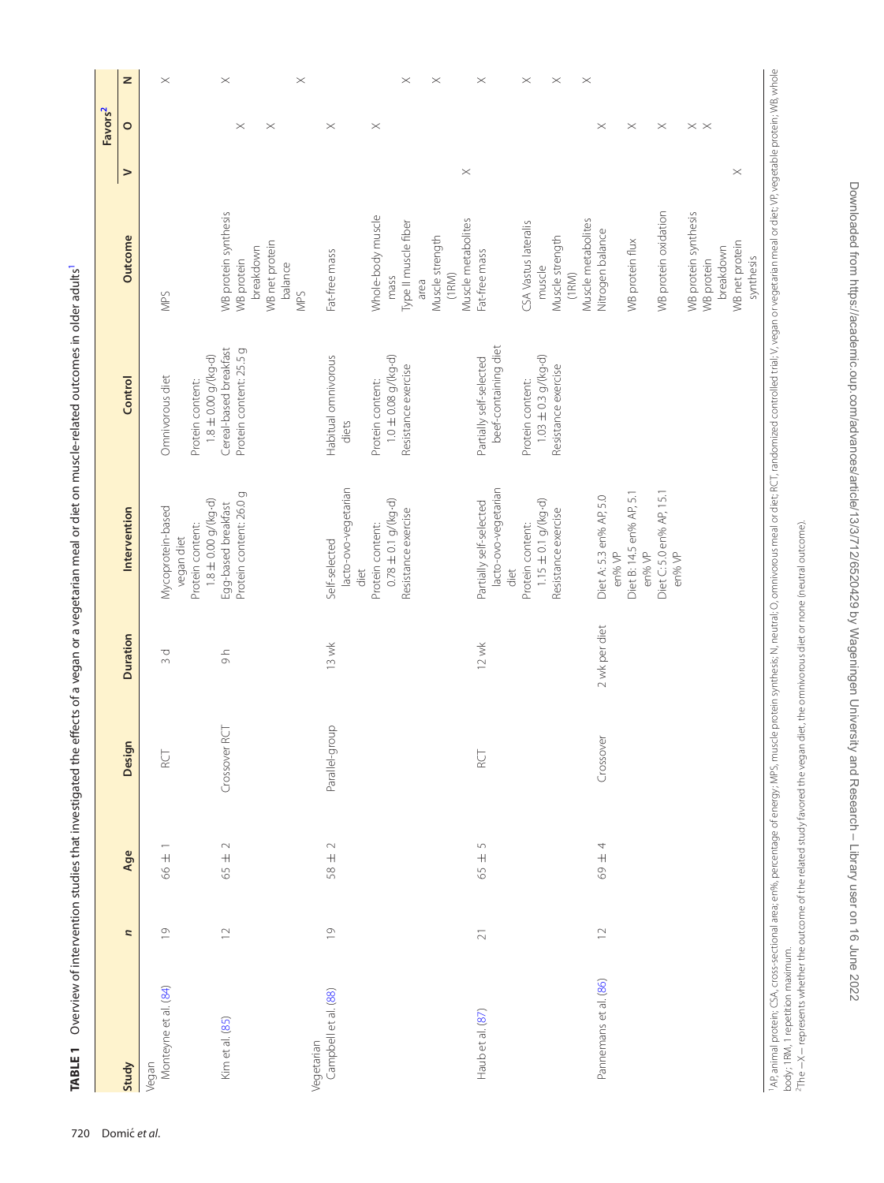**TABLE 1** Overview of intervention studies that investigated the effects of a vegan or a vegetarian meal or diet on muscle-related outcomes in older adults[1]

| Study | *n* | Age | Design | Duration | Intervention | Control | Outcome | Favors[2] | | |
|---|---|---|---|---|---|---|---|---|---|---|
| | | | | | | | | V | O | N |
| **Vegan** | | | | | | | | | | |
| Monteyne et al. (84) | 19 | 66 ± 1 | RCT | 3 d | Mycoprotein-based vegan diet<br>Protein content: 1.8 ± 0.00 g/(kg·d) | Omnivorous diet<br>Protein content: 1.8 ± 0.00 g/(kg·d) | MPS | | | X |
| Kim et al. (85) | 12 | 65 ± 2 | Crossover RCT | 9 h | Egg-based breakfast<br>Protein content: 26.0 g | Cereal-based breakfast<br>Protein content: 25.5 g | WB protein synthesis | | | X |
| | | | | | | | WB protein breakdown | | X | |
| | | | | | | | WB net protein balance | | X | |
| | | | | | | | MPS | | | X |
| **Vegetarian** | | | | | | | | | | |
| Campbell et al. (88) | 19 | 58 ± 2 | Parallel-group | 13 wk | Self-selected lacto-ovo-vegetarian diet<br>Protein content: 0.78 ± 0.1 g/(kg·d)<br>Resistance exercise | Habitual omnivorous diets<br>Protein content: 1.0 ± 0.08 g/(kg·d)<br>Resistance exercise | Fat-free mass | | X | |
| | | | | | | | Whole-body muscle mass | | X | |
| | | | | | | | Type II muscle fiber area | | | X |
| | | | | | | | Muscle strength (1RM) | | | X |
| | | | | | | | Muscle metabolites | X | | |
| Haub et al. (87) | 21 | 65 ± 5 | RCT | 12 wk | Partially self-selected lacto-ovo-vegetarian diet<br>Protein content: 1.15 ± 0.1 g/(kg·d)<br>Resistance exercise | Partially self-selected beef-containing diet<br>Protein content: 1.03 ± 0.3 g/(kg·d)<br>Resistance exercise | Fat-free mass | | | X |
| | | | | | | | CSA Vastus lateralis muscle | | | X |
| | | | | | | | Muscle strength (1RM) | | | X |
| | | | | | | | Muscle metabolites | | | X |
| Pannemans et al. (86) | 12 | 69 ± 4 | Crossover | 2 wk per diet | Diet A: 5.3 en% AP, 5.0 en% VP<br>Diet B: 14.5 en% AP, 5.1 en% VP<br>Diet C: 5.0 en% AP, 15.1 en% VP | | Nitrogen balance | | X | |
| | | | | | | | WB protein flux | | X | |
| | | | | | | | WB protein oxidation | | X | |
| | | | | | | | WB protein synthesis | | X | |
| | | | | | | | WB protein breakdown | | X | |
| | | | | | | | WB net protein synthesis | X | | |

[1]AP, animal protein; CSA, cross-sectional area; en%, percentage of energy; MPS, muscle protein synthesis; N, neutral; O, omnivorous meal or diet; RCT, randomized controlled trial; V, vegan or vegetarian meal or diet; VP, vegetable protein; WB, whole body; 1RM, 1 repetition maximum.
[2]The −X− represents whether the outcome of the related study favored the vegan diet, the omnivorous diet or none (neutral outcome).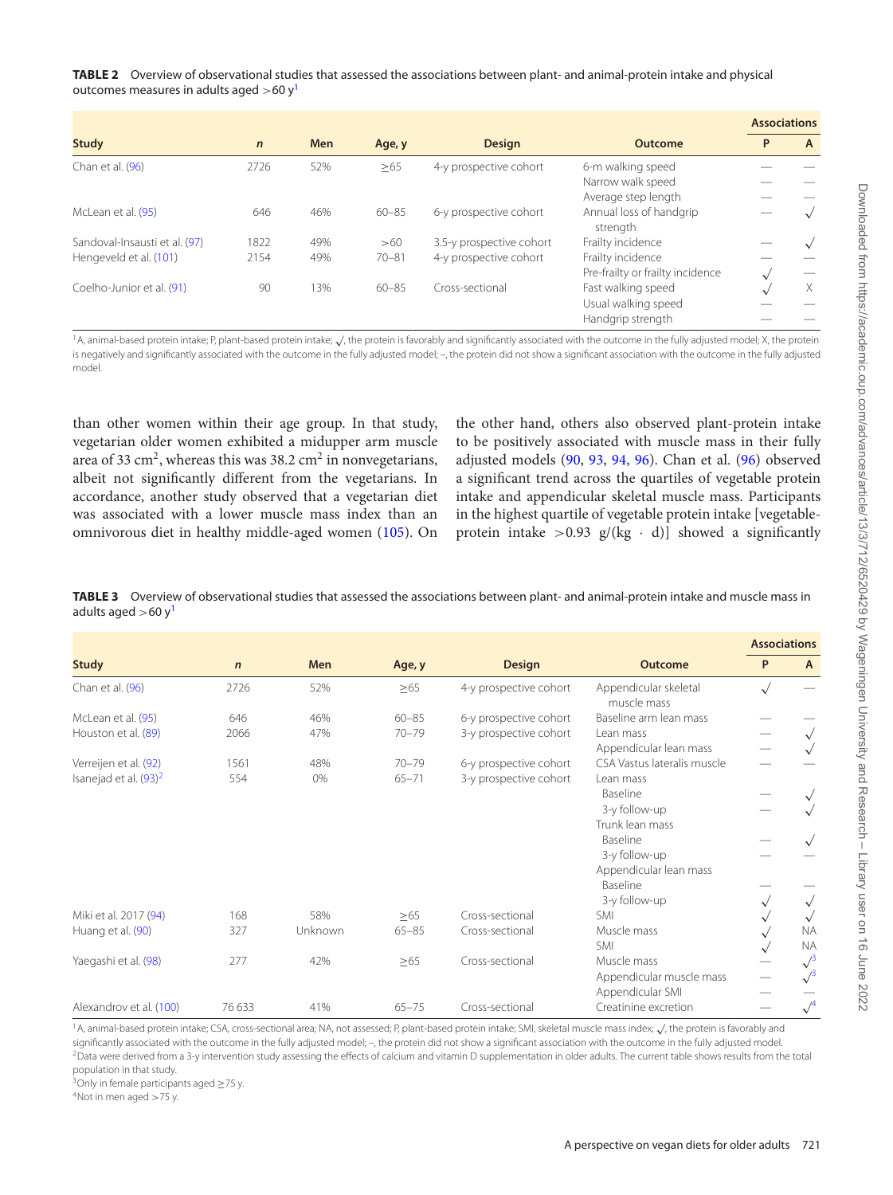**TABLE 2** Overview of observational studies that assessed the associations between plant- and animal-protein intake and physical outcomes measures in adults aged >60 y[1]

| Study | n | Men | Age, y | Design | Outcome | Associations P | Associations A |
|---|---|---|---|---|---|---|---|
| Chan et al. (96) | 2726 | 52% | ≥65 | 4-y prospective cohort | 6-m walking speed | — | — |
| | | | | | Narrow walk speed | — | — |
| | | | | | Average step length | — | — |
| McLean et al. (95) | 646 | 46% | 60–85 | 6-y prospective cohort | Annual loss of handgrip strength | — | √ |
| Sandoval-Insausti et al. (97) | 1822 | 49% | >60 | 3.5-y prospective cohort | Frailty incidence | — | √ |
| Hengeveld et al. (101) | 2154 | 49% | 70–81 | 4-y prospective cohort | Frailty incidence | — | — |
| | | | | | Pre-frailty or frailty incidence | √ | — |
| Coelho-Junior et al. (91) | 90 | 13% | 60–85 | Cross-sectional | Fast walking speed | √ | X |
| | | | | | Usual walking speed | — | — |
| | | | | | Handgrip strength | — | — |

[1]A, animal-based protein intake; P, plant-based protein intake; √, the protein is favorably and significantly associated with the outcome in the fully adjusted model; X, the protein is negatively and significantly associated with the outcome in the fully adjusted model; –, the protein did not show a significant association with the outcome in the fully adjusted model.

than other women within their age group. In that study, vegetarian older women exhibited a midupper arm muscle area of 33 cm$^2$, whereas this was 38.2 cm$^2$ in nonvegetarians, albeit not significantly different from the vegetarians. In accordance, another study observed that a vegetarian diet was associated with a lower muscle mass index than an omnivorous diet in healthy middle-aged women (105). On the other hand, others also observed plant-protein intake to be positively associated with muscle mass in their fully adjusted models (90, 93, 94, 96). Chan et al. (96) observed a significant trend across the quartiles of vegetable protein intake and appendicular skeletal muscle mass. Participants in the highest quartile of vegetable protein intake [vegetable-protein intake >0.93 g/(kg · d)] showed a significantly

**TABLE 3** Overview of observational studies that assessed the associations between plant- and animal-protein intake and muscle mass in adults aged >60 y[1]

| Study | n | Men | Age, y | Design | Outcome | Associations P | Associations A |
|---|---|---|---|---|---|---|---|
| Chan et al. (96) | 2726 | 52% | ≥65 | 4-y prospective cohort | Appendicular skeletal muscle mass | √ | — |
| McLean et al. (95) | 646 | 46% | 60–85 | 6-y prospective cohort | Baseline arm lean mass | — | — |
| Houston et al. (89) | 2066 | 47% | 70–79 | 3-y prospective cohort | Lean mass | — | √ |
| | | | | | Appendicular lean mass | — | √ |
| Verreijen et al. (92) | 1561 | 48% | 70–79 | 6-y prospective cohort | CSA Vastus lateralis muscle | — | — |
| Isanejad et al. (93)[2] | 554 | 0% | 65–71 | 3-y prospective cohort | Lean mass | | |
| | | | | | Baseline | — | √ |
| | | | | | 3-y follow-up | — | √ |
| | | | | | Trunk lean mass | | |
| | | | | | Baseline | — | √ |
| | | | | | 3-y follow-up | — | — |
| | | | | | Appendicular lean mass | | |
| | | | | | Baseline | — | — |
| | | | | | 3-y follow-up | √ | √ |
| Miki et al. 2017 (94) | 168 | 58% | ≥65 | Cross-sectional | SMI | √ | √ |
| Huang et al. (90) | 327 | Unknown | 65–85 | Cross-sectional | Muscle mass | √ | NA |
| | | | | | SMI | √ | NA |
| Yaegashi et al. (98) | 277 | 42% | ≥65 | Cross-sectional | Muscle mass | — | √[3] |
| | | | | | Appendicular muscle mass | — | √[3] |
| | | | | | Appendicular SMI | — | — |
| Alexandrov et al. (100) | 76 633 | 41% | 65–75 | Cross-sectional | Creatinine excretion | — | √[4] |

[1]A, animal-based protein intake; CSA, cross-sectional area; NA, not assessed; P, plant-based protein intake; SMI, skeletal muscle mass index; √, the protein is favorably and significantly associated with the outcome in the fully adjusted model; –, the protein did not show a significant association with the outcome in the fully adjusted model.
[2]Data were derived from a 3-y intervention study assessing the effects of calcium and vitamin D supplementation in older adults. The current table shows results from the total population in that study.
[3]Only in female participants aged ≥75 y.
[4]Not in men aged >75 y.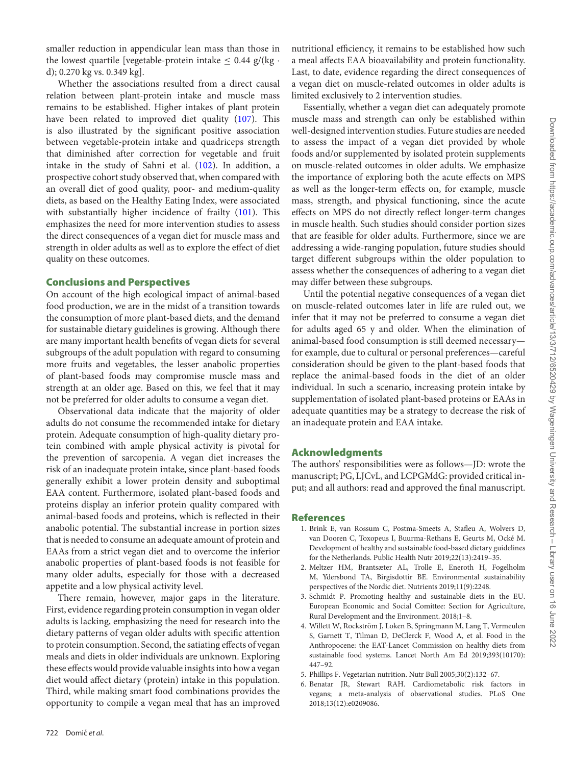smaller reduction in appendicular lean mass than those in the lowest quartile [vegetable-protein intake ≤ 0.44 g/(kg · d); 0.270 kg vs. 0.349 kg].

Whether the associations resulted from a direct causal relation between plant-protein intake and muscle mass remains to be established. Higher intakes of plant protein have been related to improved diet quality (107). This is also illustrated by the significant positive association between vegetable-protein intake and quadriceps strength that diminished after correction for vegetable and fruit intake in the study of Sahni et al. (102). In addition, a prospective cohort study observed that, when compared with an overall diet of good quality, poor- and medium-quality diets, as based on the Healthy Eating Index, were associated with substantially higher incidence of frailty (101). This emphasizes the need for more intervention studies to assess the direct consequences of a vegan diet for muscle mass and strength in older adults as well as to explore the effect of diet quality on these outcomes.

## Conclusions and Perspectives

On account of the high ecological impact of animal-based food production, we are in the midst of a transition towards the consumption of more plant-based diets, and the demand for sustainable dietary guidelines is growing. Although there are many important health benefits of vegan diets for several subgroups of the adult population with regard to consuming more fruits and vegetables, the lesser anabolic properties of plant-based foods may compromise muscle mass and strength at an older age. Based on this, we feel that it may not be preferred for older adults to consume a vegan diet.

Observational data indicate that the majority of older adults do not consume the recommended intake for dietary protein. Adequate consumption of high-quality dietary protein combined with ample physical activity is pivotal for the prevention of sarcopenia. A vegan diet increases the risk of an inadequate protein intake, since plant-based foods generally exhibit a lower protein density and suboptimal EAA content. Furthermore, isolated plant-based foods and proteins display an inferior protein quality compared with animal-based foods and proteins, which is reflected in their anabolic potential. The substantial increase in portion sizes that is needed to consume an adequate amount of protein and EAAs from a strict vegan diet and to overcome the inferior anabolic properties of plant-based foods is not feasible for many older adults, especially for those with a decreased appetite and a low physical activity level.

There remain, however, major gaps in the literature. First, evidence regarding protein consumption in vegan older adults is lacking, emphasizing the need for research into the dietary patterns of vegan older adults with specific attention to protein consumption. Second, the satiating effects of vegan meals and diets in older individuals are unknown. Exploring these effects would provide valuable insights into how a vegan diet would affect dietary (protein) intake in this population. Third, while making smart food combinations provides the opportunity to compile a vegan meal that has an improved nutritional efficiency, it remains to be established how such a meal affects EAA bioavailability and protein functionality. Last, to date, evidence regarding the direct consequences of a vegan diet on muscle-related outcomes in older adults is limited exclusively to 2 intervention studies.

Essentially, whether a vegan diet can adequately promote muscle mass and strength can only be established within well-designed intervention studies. Future studies are needed to assess the impact of a vegan diet provided by whole foods and/or supplemented by isolated protein supplements on muscle-related outcomes in older adults. We emphasize the importance of exploring both the acute effects on MPS as well as the longer-term effects on, for example, muscle mass, strength, and physical functioning, since the acute effects on MPS do not directly reflect longer-term changes in muscle health. Such studies should consider portion sizes that are feasible for older adults. Furthermore, since we are addressing a wide-ranging population, future studies should target different subgroups within the older population to assess whether the consequences of adhering to a vegan diet may differ between these subgroups.

Until the potential negative consequences of a vegan diet on muscle-related outcomes later in life are ruled out, we infer that it may not be preferred to consume a vegan diet for adults aged 65 y and older. When the elimination of animal-based food consumption is still deemed necessary—for example, due to cultural or personal preferences—careful consideration should be given to the plant-based foods that replace the animal-based foods in the diet of an older individual. In such a scenario, increasing protein intake by supplementation of isolated plant-based proteins or EAAs in adequate quantities may be a strategy to decrease the risk of an inadequate protein and EAA intake.

## Acknowledgments

The authors' responsibilities were as follows—JD: wrote the manuscript; PG, LJCvL, and LCPGMdG: provided critical input; and all authors: read and approved the final manuscript.

## References

1. Brink E, van Rossum C, Postma-Smeets A, Stafleu A, Wolvers D, van Dooren C, Toxopeus I, Buurma-Rethans E, Geurts M, Ocké M. Development of healthy and sustainable food-based dietary guidelines for the Netherlands. Public Health Nutr 2019;22(13):2419–35.
2. Meltzer HM, Brantsæter AL, Trolle E, Eneroth H, Fogelholm M, Ydersbond TA, Birgisdottir BE. Environmental sustainability perspectives of the Nordic diet. Nutrients 2019;11(9):2248.
3. Schmidt P. Promoting healthy and sustainable diets in the EU. European Economic and Social Comittee: Section for Agriculture, Rural Development and the Environment. 2018;1–8.
4. Willett W, Rockström J, Loken B, Springmann M, Lang T, Vermeulen S, Garnett T, Tilman D, DeClerck F, Wood A, et al. Food in the Anthropocene: the EAT-Lancet Commission on healthy diets from sustainable food systems. Lancet North Am Ed 2019;393(10170): 447–92.
5. Phillips F. Vegetarian nutrition. Nutr Bull 2005;30(2):132–67.
6. Benatar JR, Stewart RAH. Cardiometabolic risk factors in vegans; a meta-analysis of observational studies. PLoS One 2018;13(12):e0209086.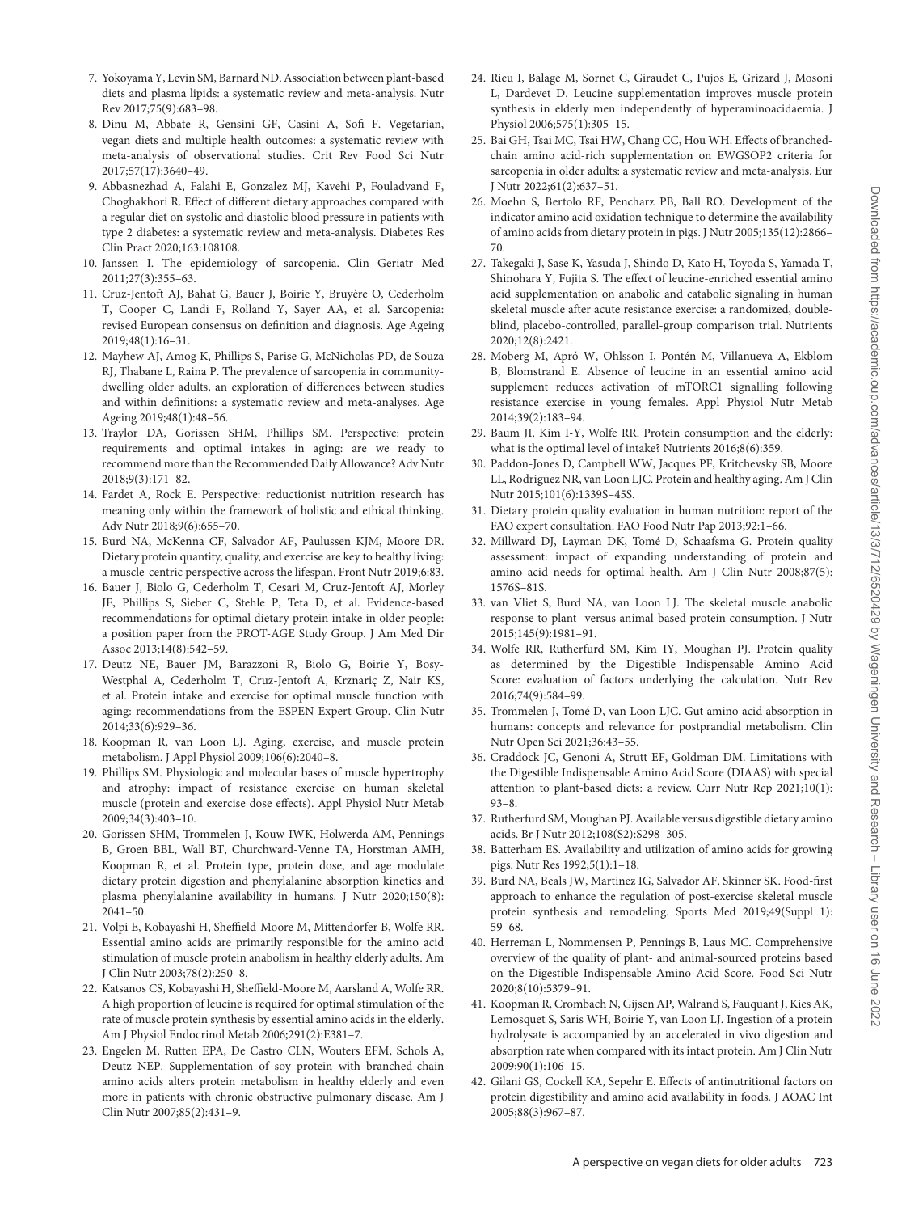7. Yokoyama Y, Levin SM, Barnard ND. Association between plant-based diets and plasma lipids: a systematic review and meta-analysis. Nutr Rev 2017;75(9):683–98.
8. Dinu M, Abbate R, Gensini GF, Casini A, Sofi F. Vegetarian, vegan diets and multiple health outcomes: a systematic review with meta-analysis of observational studies. Crit Rev Food Sci Nutr 2017;57(17):3640–49.
9. Abbasnezhad A, Falahi E, Gonzalez MJ, Kavehi P, Fouladvand F, Choghakhori R. Effect of different dietary approaches compared with a regular diet on systolic and diastolic blood pressure in patients with type 2 diabetes: a systematic review and meta-analysis. Diabetes Res Clin Pract 2020;163:108108.
10. Janssen I. The epidemiology of sarcopenia. Clin Geriatr Med 2011;27(3):355–63.
11. Cruz-Jentoft AJ, Bahat G, Bauer J, Boirie Y, Bruyère O, Cederholm T, Cooper C, Landi F, Rolland Y, Sayer AA, et al. Sarcopenia: revised European consensus on definition and diagnosis. Age Ageing 2019;48(1):16–31.
12. Mayhew AJ, Amog K, Phillips S, Parise G, McNicholas PD, de Souza RJ, Thabane L, Raina P. The prevalence of sarcopenia in community-dwelling older adults, an exploration of differences between studies and within definitions: a systematic review and meta-analyses. Age Ageing 2019;48(1):48–56.
13. Traylor DA, Gorissen SHM, Phillips SM. Perspective: protein requirements and optimal intakes in aging: are we ready to recommend more than the Recommended Daily Allowance? Adv Nutr 2018;9(3):171–82.
14. Fardet A, Rock E. Perspective: reductionist nutrition research has meaning only within the framework of holistic and ethical thinking. Adv Nutr 2018;9(6):655–70.
15. Burd NA, McKenna CF, Salvador AF, Paulussen KJM, Moore DR. Dietary protein quantity, quality, and exercise are key to healthy living: a muscle-centric perspective across the lifespan. Front Nutr 2019;6:83.
16. Bauer J, Biolo G, Cederholm T, Cesari M, Cruz-Jentoft AJ, Morley JE, Phillips S, Sieber C, Stehle P, Teta D, et al. Evidence-based recommendations for optimal dietary protein intake in older people: a position paper from the PROT-AGE Study Group. J Am Med Dir Assoc 2013;14(8):542–59.
17. Deutz NE, Bauer JM, Barazzoni R, Biolo G, Boirie Y, Bosy-Westphal A, Cederholm T, Cruz-Jentoft A, Krznariç Z, Nair KS, et al. Protein intake and exercise for optimal muscle function with aging: recommendations from the ESPEN Expert Group. Clin Nutr 2014;33(6):929–36.
18. Koopman R, van Loon LJ. Aging, exercise, and muscle protein metabolism. J Appl Physiol 2009;106(6):2040–8.
19. Phillips SM. Physiologic and molecular bases of muscle hypertrophy and atrophy: impact of resistance exercise on human skeletal muscle (protein and exercise dose effects). Appl Physiol Nutr Metab 2009;34(3):403–10.
20. Gorissen SHM, Trommelen J, Kouw IWK, Holwerda AM, Pennings B, Groen BBL, Wall BT, Churchward-Venne TA, Horstman AMH, Koopman R, et al. Protein type, protein dose, and age modulate dietary protein digestion and phenylalanine absorption kinetics and plasma phenylalanine availability in humans. J Nutr 2020;150(8):2041–50.
21. Volpi E, Kobayashi H, Sheffield-Moore M, Mittendorfer B, Wolfe RR. Essential amino acids are primarily responsible for the amino acid stimulation of muscle protein anabolism in healthy elderly adults. Am J Clin Nutr 2003;78(2):250–8.
22. Katsanos CS, Kobayashi H, Sheffield-Moore M, Aarsland A, Wolfe RR. A high proportion of leucine is required for optimal stimulation of the rate of muscle protein synthesis by essential amino acids in the elderly. Am J Physiol Endocrinol Metab 2006;291(2):E381–7.
23. Engelen M, Rutten EPA, De Castro CLN, Wouters EFM, Schols A, Deutz NEP. Supplementation of soy protein with branched-chain amino acids alters protein metabolism in healthy elderly and even more in patients with chronic obstructive pulmonary disease. Am J Clin Nutr 2007;85(2):431–9.
24. Rieu I, Balage M, Sornet C, Giraudet C, Pujos E, Grizard J, Mosoni L, Dardevet D. Leucine supplementation improves muscle protein synthesis in elderly men independently of hyperaminoacidaemia. J Physiol 2006;575(1):305–15.
25. Bai GH, Tsai MC, Tsai HW, Chang CC, Hou WH. Effects of branched-chain amino acid-rich supplementation on EWGSOP2 criteria for sarcopenia in older adults: a systematic review and meta-analysis. Eur J Nutr 2022;61(2):637–51.
26. Moehn S, Bertolo RF, Pencharz PB, Ball RO. Development of the indicator amino acid oxidation technique to determine the availability of amino acids from dietary protein in pigs. J Nutr 2005;135(12):2866–70.
27. Takegaki J, Sase K, Yasuda J, Shindo D, Kato H, Toyoda S, Yamada T, Shinohara Y, Fujita S. The effect of leucine-enriched essential amino acid supplementation on anabolic and catabolic signaling in human skeletal muscle after acute resistance exercise: a randomized, double-blind, placebo-controlled, parallel-group comparison trial. Nutrients 2020;12(8):2421.
28. Moberg M, Apró W, Ohlsson I, Pontén M, Villanueva A, Ekblom B, Blomstrand E. Absence of leucine in an essential amino acid supplement reduces activation of mTORC1 signalling following resistance exercise in young females. Appl Physiol Nutr Metab 2014;39(2):183–94.
29. Baum JI, Kim I-Y, Wolfe RR. Protein consumption and the elderly: what is the optimal level of intake? Nutrients 2016;8(6):359.
30. Paddon-Jones D, Campbell WW, Jacques PF, Kritchevsky SB, Moore LL, Rodriguez NR, van Loon LJC. Protein and healthy aging. Am J Clin Nutr 2015;101(6):1339S–45S.
31. Dietary protein quality evaluation in human nutrition: report of the FAO expert consultation. FAO Food Nutr Pap 2013;92:1–66.
32. Millward DJ, Layman DK, Tomé D, Schaafsma G. Protein quality assessment: impact of expanding understanding of protein and amino acid needs for optimal health. Am J Clin Nutr 2008;87(5):1576S–81S.
33. van Vliet S, Burd NA, van Loon LJ. The skeletal muscle anabolic response to plant- versus animal-based protein consumption. J Nutr 2015;145(9):1981–91.
34. Wolfe RR, Rutherfurd SM, Kim IY, Moughan PJ. Protein quality as determined by the Digestible Indispensable Amino Acid Score: evaluation of factors underlying the calculation. Nutr Rev 2016;74(9):584–99.
35. Trommelen J, Tomé D, van Loon LJC. Gut amino acid absorption in humans: concepts and relevance for postprandial metabolism. Clin Nutr Open Sci 2021;36:43–55.
36. Craddock JC, Genoni A, Strutt EF, Goldman DM. Limitations with the Digestible Indispensable Amino Acid Score (DIAAS) with special attention to plant-based diets: a review. Curr Nutr Rep 2021;10(1):93–8.
37. Rutherfurd SM, Moughan PJ. Available versus digestible dietary amino acids. Br J Nutr 2012;108(S2):S298–305.
38. Batterham ES. Availability and utilization of amino acids for growing pigs. Nutr Res 1992;5(1):1–18.
39. Burd NA, Beals JW, Martinez IG, Salvador AF, Skinner SK. Food-first approach to enhance the regulation of post-exercise skeletal muscle protein synthesis and remodeling. Sports Med 2019;49(Suppl 1):59–68.
40. Herreman L, Nommensen P, Pennings B, Laus MC. Comprehensive overview of the quality of plant- and animal-sourced proteins based on the Digestible Indispensable Amino Acid Score. Food Sci Nutr 2020;8(10):5379–91.
41. Koopman R, Crombach N, Gijsen AP, Walrand S, Fauquant J, Kies AK, Lemosquet S, Saris WH, Boirie Y, van Loon LJ. Ingestion of a protein hydrolysate is accompanied by an accelerated in vivo digestion and absorption rate when compared with its intact protein. Am J Clin Nutr 2009;90(1):106–15.
42. Gilani GS, Cockell KA, Sepehr E. Effects of antinutritional factors on protein digestibility and amino acid availability in foods. J AOAC Int 2005;88(3):967–87.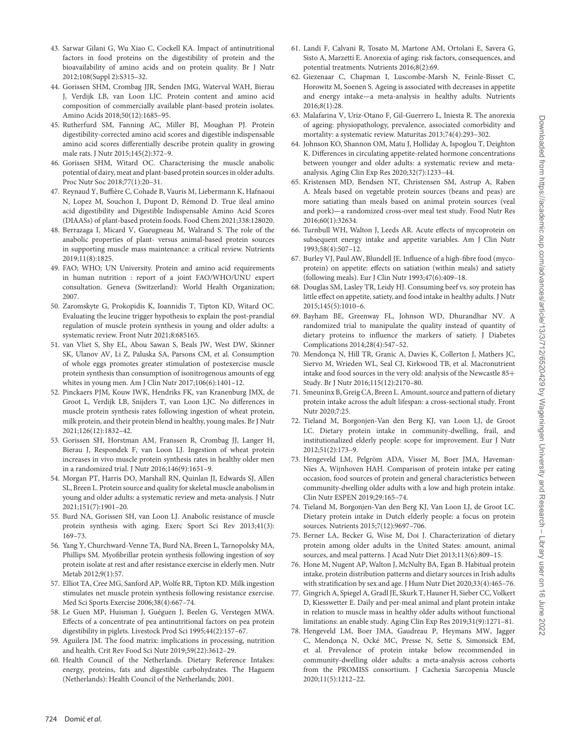43. Sarwar Gilani G, Wu Xiao C, Cockell KA. Impact of antinutritional factors in food proteins on the digestibility of protein and the bioavailability of amino acids and on protein quality. Br J Nutr 2012;108(Suppl 2):S315–32.
44. Gorissen SHM, Crombag JJR, Senden JMG, Waterval WAH, Bierau J, Verdijk LB, van Loon LJC. Protein content and amino acid composition of commercially available plant-based protein isolates. Amino Acids 2018;50(12):1685–95.
45. Rutherfurd SM, Fanning AC, Miller BJ, Moughan PJ. Protein digestibility-corrected amino acid scores and digestible indispensable amino acid scores differentially describe protein quality in growing male rats. J Nutr 2015;145(2):372–9.
46. Gorissen SHM, Witard OC. Characterising the muscle anabolic potential of dairy, meat and plant-based protein sources in older adults. Proc Nutr Soc 2018;77(1):20–31.
47. Reynaud Y, Buffière C, Cohade B, Vauris M, Liebermann K, Hafnaoui N, Lopez M, Souchon I, Dupont D, Rémond D. True ileal amino acid digestibility and Digestible Indispensable Amino Acid Scores (DIAASs) of plant-based protein foods. Food Chem 2021;338:128020.
48. Berrazaga I, Micard V, Gueugneau M, Walrand S. The role of the anabolic properties of plant- versus animal-based protein sources in supporting muscle mass maintenance: a critical review. Nutrients 2019;11(8):1825.
49. FAO; WHO; UN University. Protein and amino acid requirements in human nutrition : report of a joint FAO/WHO/UNU expert consultation. Geneva (Switzerland): World Health Organization; 2007.
50. Zaromskyte G, Prokopidis K, Ioannidis T, Tipton KD, Witard OC. Evaluating the leucine trigger hypothesis to explain the post-prandial regulation of muscle protein synthesis in young and older adults: a systematic review. Front Nutr 2021;8:685165.
51. van Vliet S, Shy EL, Abou Sawan S, Beals JW, West DW, Skinner SK, Ulanov AV, Li Z, Paluska SA, Parsons CM, et al. Consumption of whole eggs promotes greater stimulation of postexercise muscle protein synthesis than consumption of isonitrogenous amounts of egg whites in young men. Am J Clin Nutr 2017;106(6):1401–12.
52. Pinckaers PJM, Kouw IWK, Hendriks FK, van Kranenburg JMX, de Groot L, Verdijk LB, Snijders T, van Loon LJC. No differences in muscle protein synthesis rates following ingestion of wheat protein, milk protein, and their protein blend in healthy, young males. Br J Nutr 2021;126(12):1832–42.
53. Gorissen SH, Horstman AM, Franssen R, Crombag JJ, Langer H, Bierau J, Respondek F, van Loon LJ. Ingestion of wheat protein increases in vivo muscle protein synthesis rates in healthy older men in a randomized trial. J Nutr 2016;146(9):1651–9.
54. Morgan PT, Harris DO, Marshall RN, Quinlan JI, Edwards SJ, Allen SL, Breen L. Protein source and quality for skeletal muscle anabolism in young and older adults: a systematic review and meta-analysis. J Nutr 2021;151(7):1901–20.
55. Burd NA, Gorissen SH, van Loon LJ. Anabolic resistance of muscle protein synthesis with aging. Exerc Sport Sci Rev 2013;41(3): 169–73.
56. Yang Y, Churchward-Venne TA, Burd NA, Breen L, Tarnopolsky MA, Phillips SM. Myofibrillar protein synthesis following ingestion of soy protein isolate at rest and after resistance exercise in elderly men. Nutr Metab 2012;9(1):57.
57. Elliot TA, Cree MG, Sanford AP, Wolfe RR, Tipton KD. Milk ingestion stimulates net muscle protein synthesis following resistance exercise. Med Sci Sports Exercise 2006;38(4):667–74.
58. Le Guen MP, Huisman J, Guéguen J, Beelen G, Verstegen MWA. Effects of a concentrate of pea antinutritional factors on pea protein digestibility in piglets. Livestock Prod Sci 1995;44(2):157–67.
59. Aguilera JM. The food matrix: implications in processing, nutrition and health. Crit Rev Food Sci Nutr 2019;59(22):3612–29.
60. Health Council of the Netherlands. Dietary Reference Intakes: energy, proteins, fats and digestible carbohydrates. The Haguem (Netherlands): Health Council of the Netherlands; 2001.
61. Landi F, Calvani R, Tosato M, Martone AM, Ortolani E, Savera G, Sisto A, Marzetti E. Anorexia of aging: risk factors, consequences, and potential treatments. Nutrients 2016;8(2):69.
62. Giezenaar C, Chapman I, Luscombe-Marsh N, Feinle-Bisset C, Horowitz M, Soenen S. Ageing is associated with decreases in appetite and energy intake—a meta-analysis in healthy adults. Nutrients 2016;8(1):28.
63. Malafarina V, Uriz-Otano F, Gil-Guerrero L, Iniesta R. The anorexia of ageing: physiopathology, prevalence, associated comorbidity and mortality: a systematic review. Maturitas 2013;74(4):293–302.
64. Johnson KO, Shannon OM, Matu J, Holliday A, Ispoglou T, Deighton K. Differences in circulating appetite-related hormone concentrations between younger and older adults: a systematic review and meta-analysis. Aging Clin Exp Res 2020;32(7):1233–44.
65. Kristensen MD, Bendsen NT, Christensen SM, Astrup A, Raben A. Meals based on vegetable protein sources (beans and peas) are more satiating than meals based on animal protein sources (veal and pork)—a randomized cross-over meal test study. Food Nutr Res 2016;60(1):32634.
66. Turnbull WH, Walton J, Leeds AR. Acute effects of mycoprotein on subsequent energy intake and appetite variables. Am J Clin Nutr 1993;58(4):507–12.
67. Burley VJ, Paul AW, Blundell JE. Influence of a high-fibre food (mycoprotein) on appetite: effects on satiation (within meals) and satiety (following meals). Eur J Clin Nutr 1993;47(6):409–18.
68. Douglas SM, Lasley TR, Leidy HJ. Consuming beef vs. soy protein has little effect on appetite, satiety, and food intake in healthy adults. J Nutr 2015;145(5):1010–6.
69. Bayham BE, Greenway FL, Johnson WD, Dhurandhar NV. A randomized trial to manipulate the quality instead of quantity of dietary proteins to influence the markers of satiety. J Diabetes Complications 2014;28(4):547–52.
70. Mendonça N, Hill TR, Granic A, Davies K, Collerton J, Mathers JC, Siervo M, Wrieden WL, Seal CJ, Kirkwood TB, et al. Macronutrient intake and food sources in the very old: analysis of the Newcastle 85+ Study. Br J Nutr 2016;115(12):2170–80.
71. Smeuninx B, Greig CA, Breen L. Amount, source and pattern of dietary protein intake across the adult lifespan: a cross-sectional study. Front Nutr 2020;7:25.
72. Tieland M, Borgonjen-Van den Berg KJ, van Loon LJ, de Groot LC. Dietary protein intake in community-dwelling, frail, and institutionalized elderly people: scope for improvement. Eur J Nutr 2012;51(2):173–9.
73. Hengeveld LM, Pelgröm ADA, Visser M, Boer JMA, Haveman-Nies A, Wijnhoven HAH. Comparison of protein intake per eating occasion, food sources of protein and general characteristics between community-dwelling older adults with a low and high protein intake. Clin Nutr ESPEN 2019;29:165–74.
74. Tieland M, Borgonjen-Van den Berg KJ, Van Loon LJ, de Groot LC. Dietary protein intake in Dutch elderly people: a focus on protein sources. Nutrients 2015;7(12):9697–706.
75. Berner LA, Becker G, Wise M, Doi J. Characterization of dietary protein among older adults in the United States: amount, animal sources, and meal patterns. J Acad Nutr Diet 2013;113(6):809–15.
76. Hone M, Nugent AP, Walton J, McNulty BA, Egan B. Habitual protein intake, protein distribution patterns and dietary sources in Irish adults with stratification by sex and age. J Hum Nutr Diet 2020;33(4):465–76.
77. Gingrich A, Spiegel A, Gradl JE, Skurk T, Hauner H, Sieber CC, Volkert D, Kiesswetter E. Daily and per-meal animal and plant protein intake in relation to muscle mass in healthy older adults without functional limitations: an enable study. Aging Clin Exp Res 2019;31(9):1271–81.
78. Hengeveld LM, Boer JMA, Gaudreau P, Heymans MW, Jagger C, Mendonça N, Ocké MC, Presse N, Sette S, Simonsick EM, et al. Prevalence of protein intake below recommended in community-dwelling older adults: a meta-analysis across cohorts from the PROMISS consortium. J Cachexia Sarcopenia Muscle 2020;11(5):1212–22.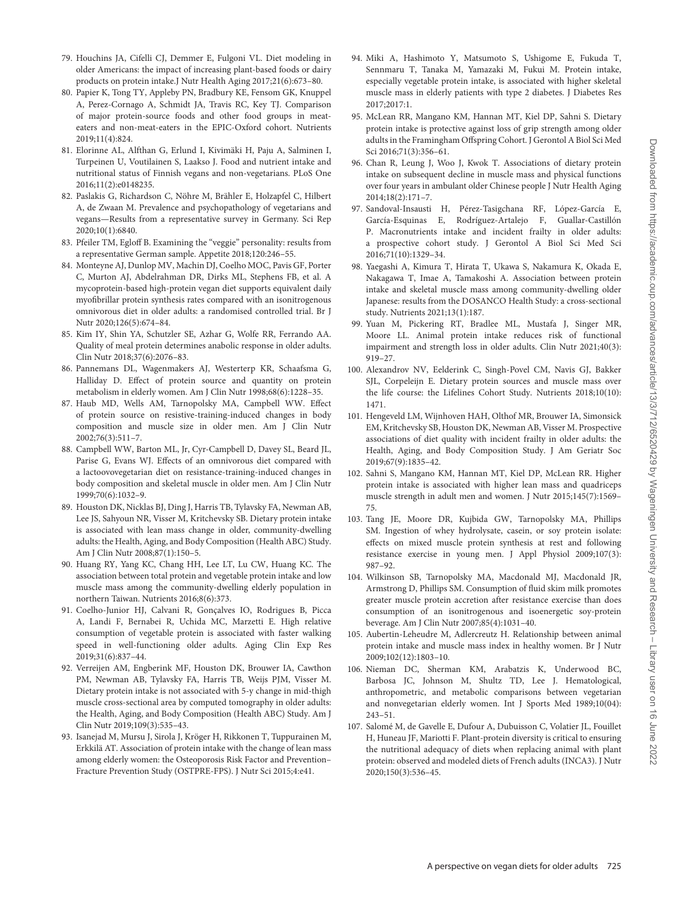79. Houchins JA, Cifelli CJ, Demmer E, Fulgoni VL. Diet modeling in older Americans: the impact of increasing plant-based foods or dairy products on protein intake.J Nutr Health Aging 2017;21(6):673–80.
80. Papier K, Tong TY, Appleby PN, Bradbury KE, Fensom GK, Knuppel A, Perez-Cornago A, Schmidt JA, Travis RC, Key TJ. Comparison of major protein-source foods and other food groups in meat-eaters and non-meat-eaters in the EPIC-Oxford cohort. Nutrients 2019;11(4):824.
81. Elorinne AL, Alfthan G, Erlund I, Kivimäki H, Paju A, Salminen I, Turpeinen U, Voutilainen S, Laakso J. Food and nutrient intake and nutritional status of Finnish vegans and non-vegetarians. PLoS One 2016;11(2):e0148235.
82. Paslakis G, Richardson C, Nöhre M, Brähler E, Holzapfel C, Hilbert A, de Zwaan M. Prevalence and psychopathology of vegetarians and vegans—Results from a representative survey in Germany. Sci Rep 2020;10(1):6840.
83. Pfeiler TM, Egloff B. Examining the "veggie" personality: results from a representative German sample. Appetite 2018;120:246–55.
84. Monteyne AJ, Dunlop MV, Machin DJ, Coelho MOC, Pavis GF, Porter C, Murton AJ, Abdelrahman DR, Dirks ML, Stephens FB, et al. A mycoprotein-based high-protein vegan diet supports equivalent daily myofibrillar protein synthesis rates compared with an isonitrogenous omnivorous diet in older adults: a randomised controlled trial. Br J Nutr 2020;126(5):674–84.
85. Kim IY, Shin YA, Schutzler SE, Azhar G, Wolfe RR, Ferrando AA. Quality of meal protein determines anabolic response in older adults. Clin Nutr 2018;37(6):2076–83.
86. Pannemans DL, Wagenmakers AJ, Westerterp KR, Schaafsma G, Halliday D. Effect of protein source and quantity on protein metabolism in elderly women. Am J Clin Nutr 1998;68(6):1228–35.
87. Haub MD, Wells AM, Tarnopolsky MA, Campbell WW. Effect of protein source on resistive-training-induced changes in body composition and muscle size in older men. Am J Clin Nutr 2002;76(3):511–7.
88. Campbell WW, Barton ML, Jr, Cyr-Campbell D, Davey SL, Beard JL, Parise G, Evans WJ. Effects of an omnivorous diet compared with a lactoovovegetarian diet on resistance-training-induced changes in body composition and skeletal muscle in older men. Am J Clin Nutr 1999;70(6):1032–9.
89. Houston DK, Nicklas BJ, Ding J, Harris TB, Tylavsky FA, Newman AB, Lee JS, Sahyoun NR, Visser M, Kritchevsky SB. Dietary protein intake is associated with lean mass change in older, community-dwelling adults: the Health, Aging, and Body Composition (Health ABC) Study. Am J Clin Nutr 2008;87(1):150–5.
90. Huang RY, Yang KC, Chang HH, Lee LT, Lu CW, Huang KC. The association between total protein and vegetable protein intake and low muscle mass among the community-dwelling elderly population in northern Taiwan. Nutrients 2016;8(6):373.
91. Coelho-Junior HJ, Calvani R, Gonçalves IO, Rodrigues B, Picca A, Landi F, Bernabei R, Uchida MC, Marzetti E. High relative consumption of vegetable protein is associated with faster walking speed in well-functioning older adults. Aging Clin Exp Res 2019;31(6):837–44.
92. Verreijen AM, Engberink MF, Houston DK, Brouwer IA, Cawthon PM, Newman AB, Tylavsky FA, Harris TB, Weijs PJM, Visser M. Dietary protein intake is not associated with 5-y change in mid-thigh muscle cross-sectional area by computed tomography in older adults: the Health, Aging, and Body Composition (Health ABC) Study. Am J Clin Nutr 2019;109(3):535–43.
93. Isanejad M, Mursu J, Sirola J, Kröger H, Rikkonen T, Tuppurainen M, Erkkilä AT. Association of protein intake with the change of lean mass among elderly women: the Osteoporosis Risk Factor and Prevention–Fracture Prevention Study (OSTPRE-FPS). J Nutr Sci 2015;4:e41.
94. Miki A, Hashimoto Y, Matsumoto S, Ushigome E, Fukuda T, Sennmaru T, Tanaka M, Yamazaki M, Fukui M. Protein intake, especially vegetable protein intake, is associated with higher skeletal muscle mass in elderly patients with type 2 diabetes. J Diabetes Res 2017;2017:1.
95. McLean RR, Mangano KM, Hannan MT, Kiel DP, Sahni S. Dietary protein intake is protective against loss of grip strength among older adults in the Framingham Offspring Cohort. J Gerontol A Biol Sci Med Sci 2016;71(3):356–61.
96. Chan R, Leung J, Woo J, Kwok T. Associations of dietary protein intake on subsequent decline in muscle mass and physical functions over four years in ambulant older Chinese people J Nutr Health Aging 2014;18(2):171–7.
97. Sandoval-Insausti H, Pérez-Tasigchana RF, López-García E, García-Esquinas E, Rodríguez-Artalejo F, Guallar-Castillón P. Macronutrients intake and incident frailty in older adults: a prospective cohort study. J Gerontol A Biol Sci Med Sci 2016;71(10):1329–34.
98. Yaegashi A, Kimura T, Hirata T, Ukawa S, Nakamura K, Okada E, Nakagawa T, Imae A, Tamakoshi A. Association between protein intake and skeletal muscle mass among community-dwelling older Japanese: results from the DOSANCO Health Study: a cross-sectional study. Nutrients 2021;13(1):187.
99. Yuan M, Pickering RT, Bradlee ML, Mustafa J, Singer MR, Moore LL. Animal protein intake reduces risk of functional impairment and strength loss in older adults. Clin Nutr 2021;40(3): 919–27.
100. Alexandrov NV, Eelderink C, Singh-Povel CM, Navis GJ, Bakker SJL, Corpeleijn E. Dietary protein sources and muscle mass over the life course: the Lifelines Cohort Study. Nutrients 2018;10(10): 1471.
101. Hengeveld LM, Wijnhoven HAH, Olthof MR, Brouwer IA, Simonsick EM, Kritchevsky SB, Houston DK, Newman AB, Visser M. Prospective associations of diet quality with incident frailty in older adults: the Health, Aging, and Body Composition Study. J Am Geriatr Soc 2019;67(9):1835–42.
102. Sahni S, Mangano KM, Hannan MT, Kiel DP, McLean RR. Higher protein intake is associated with higher lean mass and quadriceps muscle strength in adult men and women. J Nutr 2015;145(7):1569–75.
103. Tang JE, Moore DR, Kujbida GW, Tarnopolsky MA, Phillips SM. Ingestion of whey hydrolysate, casein, or soy protein isolate: effects on mixed muscle protein synthesis at rest and following resistance exercise in young men. J Appl Physiol 2009;107(3): 987–92.
104. Wilkinson SB, Tarnopolsky MA, Macdonald MJ, Macdonald JR, Armstrong D, Phillips SM. Consumption of fluid skim milk promotes greater muscle protein accretion after resistance exercise than does consumption of an isonitrogenous and isoenergetic soy-protein beverage. Am J Clin Nutr 2007;85(4):1031–40.
105. Aubertin-Leheudre M, Adlercreutz H. Relationship between animal protein intake and muscle mass index in healthy women. Br J Nutr 2009;102(12):1803–10.
106. Nieman DC, Sherman KM, Arabatzis K, Underwood BC, Barbosa JC, Johnson M, Shultz TD, Lee J. Hematological, anthropometric, and metabolic comparisons between vegetarian and nonvegetarian elderly women. Int J Sports Med 1989;10(04): 243–51.
107. Salomé M, de Gavelle E, Dufour A, Dubuisson C, Volatier JL, Fouillet H, Huneau JF, Mariotti F. Plant-protein diversity is critical to ensuring the nutritional adequacy of diets when replacing animal with plant protein: observed and modeled diets of French adults (INCA3). J Nutr 2020;150(3):536–45.